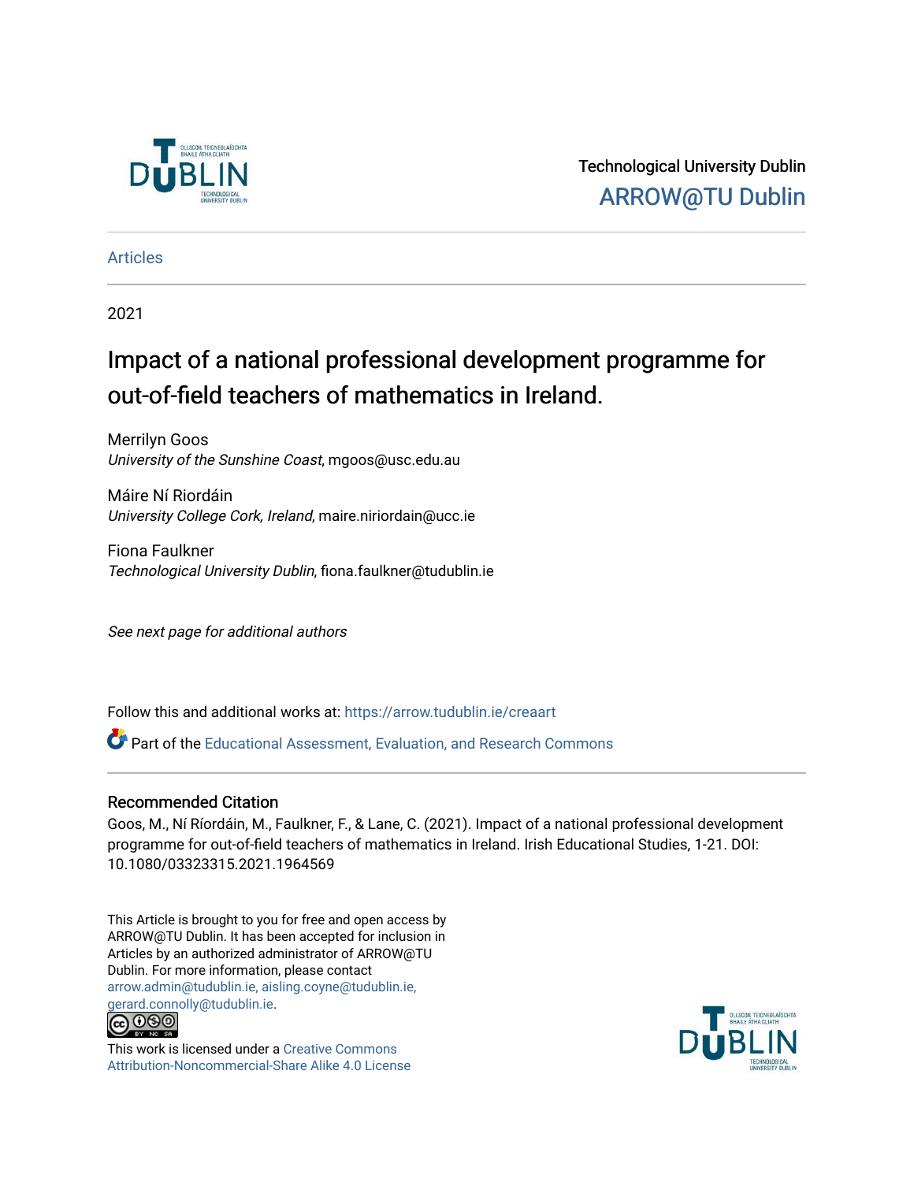Technological University Dublin
ARROW@TU Dublin

Articles

2021

# Impact of a national professional development programme for out-of-field teachers of mathematics in Ireland.

Merrilyn Goos
*University of the Sunshine Coast*, mgoos@usc.edu.au

Máire Ní Riordáin
*University College Cork, Ireland*, maire.niriordain@ucc.ie

Fiona Faulkner
*Technological University Dublin*, fiona.faulkner@tudublin.ie

*See next page for additional authors*

Follow this and additional works at: https://arrow.tudublin.ie/creaart

Part of the Educational Assessment, Evaluation, and Research Commons

## Recommended Citation

Goos, M., Ní Ríordáin, M., Faulkner, F., & Lane, C. (2021). Impact of a national professional development programme for out-of-field teachers of mathematics in Ireland. Irish Educational Studies, 1-21. DOI: 10.1080/03323315.2021.1964569

This Article is brought to you for free and open access by ARROW@TU Dublin. It has been accepted for inclusion in Articles by an authorized administrator of ARROW@TU Dublin. For more information, please contact arrow.admin@tudublin.ie, aisling.coyne@tudublin.ie, gerard.connolly@tudublin.ie.

This work is licensed under a Creative Commons Attribution-Noncommercial-Share Alike 4.0 License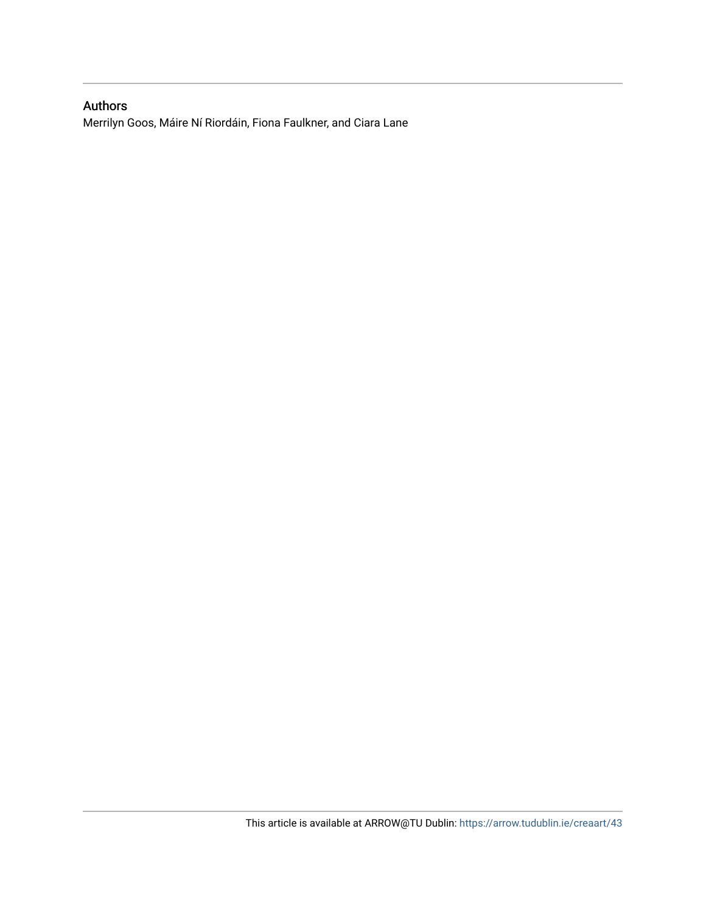## Authors

Merrilyn Goos, Máire Ní Riordáin, Fiona Faulkner, and Ciara Lane

This article is available at ARROW@TU Dublin: https://arrow.tudublin.ie/creaart/43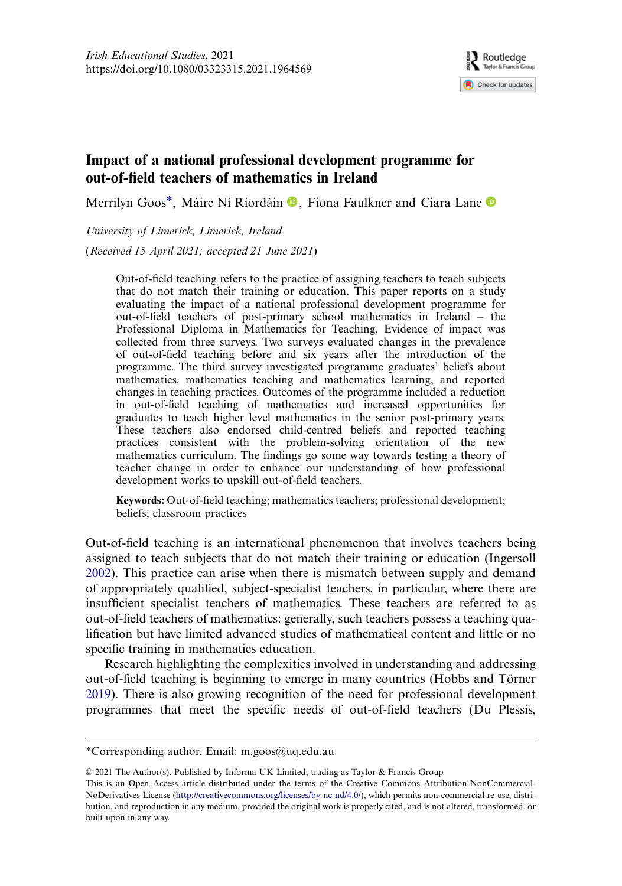# Impact of a national professional development programme for out-of-field teachers of mathematics in Ireland

Merrilyn Goos*, Máire Ní Ríordáin, Fiona Faulkner and Ciara Lane

*University of Limerick, Limerick, Ireland*

(*Received 15 April 2021; accepted 21 June 2021*)

Out-of-field teaching refers to the practice of assigning teachers to teach subjects that do not match their training or education. This paper reports on a study evaluating the impact of a national professional development programme for out-of-field teachers of post-primary school mathematics in Ireland – the Professional Diploma in Mathematics for Teaching. Evidence of impact was collected from three surveys. Two surveys evaluated changes in the prevalence of out-of-field teaching before and six years after the introduction of the programme. The third survey investigated programme graduates' beliefs about mathematics, mathematics teaching and mathematics learning, and reported changes in teaching practices. Outcomes of the programme included a reduction in out-of-field teaching of mathematics and increased opportunities for graduates to teach higher level mathematics in the senior post-primary years. These teachers also endorsed child-centred beliefs and reported teaching practices consistent with the problem-solving orientation of the new mathematics curriculum. The findings go some way towards testing a theory of teacher change in order to enhance our understanding of how professional development works to upskill out-of-field teachers.

**Keywords:** Out-of-field teaching; mathematics teachers; professional development; beliefs; classroom practices

Out-of-field teaching is an international phenomenon that involves teachers being assigned to teach subjects that do not match their training or education (Ingersoll 2002). This practice can arise when there is mismatch between supply and demand of appropriately qualified, subject-specialist teachers, in particular, where there are insufficient specialist teachers of mathematics. These teachers are referred to as out-of-field teachers of mathematics: generally, such teachers possess a teaching qualification but have limited advanced studies of mathematical content and little or no specific training in mathematics education.

Research highlighting the complexities involved in understanding and addressing out-of-field teaching is beginning to emerge in many countries (Hobbs and Törner 2019). There is also growing recognition of the need for professional development programmes that meet the specific needs of out-of-field teachers (Du Plessis,

---

*Corresponding author. Email: m.goos@uq.edu.au

© 2021 The Author(s). Published by Informa UK Limited, trading as Taylor & Francis Group
This is an Open Access article distributed under the terms of the Creative Commons Attribution-NonCommercial-NoDerivatives License (http://creativecommons.org/licenses/by-nc-nd/4.0/), which permits non-commercial re-use, distribution, and reproduction in any medium, provided the original work is properly cited, and is not altered, transformed, or built upon in any way.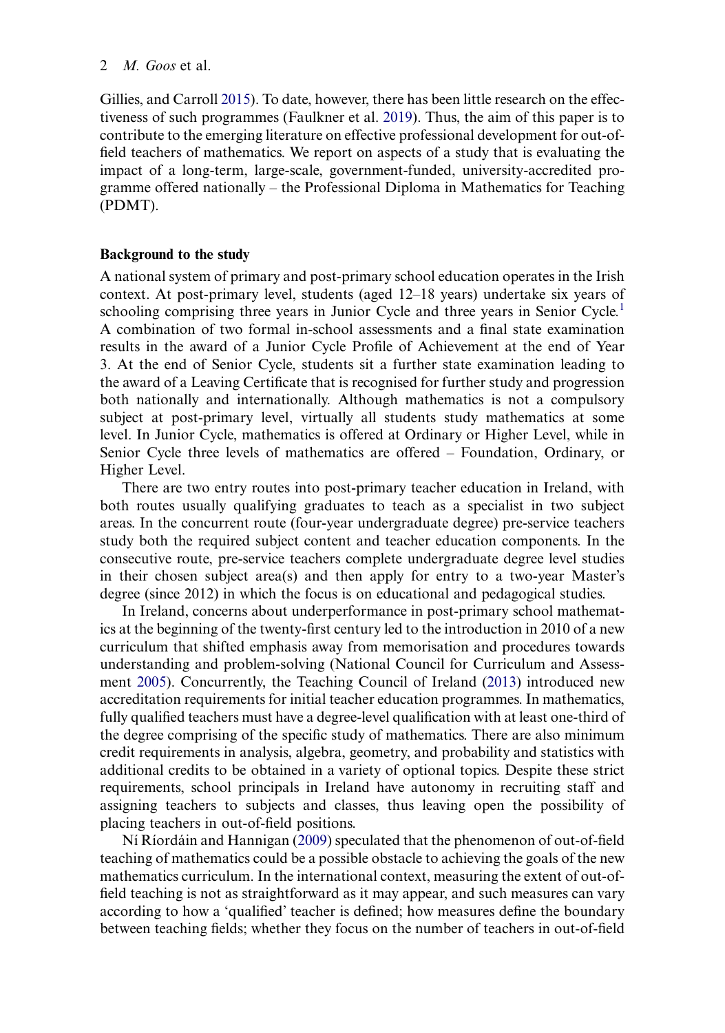Gillies, and Carroll 2015). To date, however, there has been little research on the effectiveness of such programmes (Faulkner et al. 2019). Thus, the aim of this paper is to contribute to the emerging literature on effective professional development for out-of-field teachers of mathematics. We report on aspects of a study that is evaluating the impact of a long-term, large-scale, government-funded, university-accredited programme offered nationally – the Professional Diploma in Mathematics for Teaching (PDMT).

## Background to the study

A national system of primary and post-primary school education operates in the Irish context. At post-primary level, students (aged 12–18 years) undertake six years of schooling comprising three years in Junior Cycle and three years in Senior Cycle.[1] A combination of two formal in-school assessments and a final state examination results in the award of a Junior Cycle Profile of Achievement at the end of Year 3. At the end of Senior Cycle, students sit a further state examination leading to the award of a Leaving Certificate that is recognised for further study and progression both nationally and internationally. Although mathematics is not a compulsory subject at post-primary level, virtually all students study mathematics at some level. In Junior Cycle, mathematics is offered at Ordinary or Higher Level, while in Senior Cycle three levels of mathematics are offered – Foundation, Ordinary, or Higher Level.

There are two entry routes into post-primary teacher education in Ireland, with both routes usually qualifying graduates to teach as a specialist in two subject areas. In the concurrent route (four-year undergraduate degree) pre-service teachers study both the required subject content and teacher education components. In the consecutive route, pre-service teachers complete undergraduate degree level studies in their chosen subject area(s) and then apply for entry to a two-year Master's degree (since 2012) in which the focus is on educational and pedagogical studies.

In Ireland, concerns about underperformance in post-primary school mathematics at the beginning of the twenty-first century led to the introduction in 2010 of a new curriculum that shifted emphasis away from memorisation and procedures towards understanding and problem-solving (National Council for Curriculum and Assessment 2005). Concurrently, the Teaching Council of Ireland (2013) introduced new accreditation requirements for initial teacher education programmes. In mathematics, fully qualified teachers must have a degree-level qualification with at least one-third of the degree comprising of the specific study of mathematics. There are also minimum credit requirements in analysis, algebra, geometry, and probability and statistics with additional credits to be obtained in a variety of optional topics. Despite these strict requirements, school principals in Ireland have autonomy in recruiting staff and assigning teachers to subjects and classes, thus leaving open the possibility of placing teachers in out-of-field positions.

Ní Ríordáin and Hannigan (2009) speculated that the phenomenon of out-of-field teaching of mathematics could be a possible obstacle to achieving the goals of the new mathematics curriculum. In the international context, measuring the extent of out-of-field teaching is not as straightforward as it may appear, and such measures can vary according to how a 'qualified' teacher is defined; how measures define the boundary between teaching fields; whether they focus on the number of teachers in out-of-field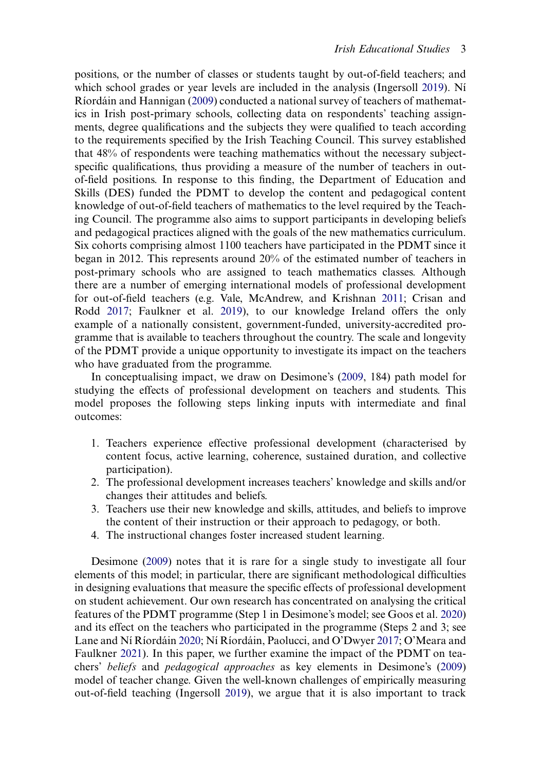positions, or the number of classes or students taught by out-of-field teachers; and which school grades or year levels are included in the analysis (Ingersoll 2019). Ní Ríordáin and Hannigan (2009) conducted a national survey of teachers of mathematics in Irish post-primary schools, collecting data on respondents' teaching assignments, degree qualifications and the subjects they were qualified to teach according to the requirements specified by the Irish Teaching Council. This survey established that 48% of respondents were teaching mathematics without the necessary subject-specific qualifications, thus providing a measure of the number of teachers in out-of-field positions. In response to this finding, the Department of Education and Skills (DES) funded the PDMT to develop the content and pedagogical content knowledge of out-of-field teachers of mathematics to the level required by the Teaching Council. The programme also aims to support participants in developing beliefs and pedagogical practices aligned with the goals of the new mathematics curriculum. Six cohorts comprising almost 1100 teachers have participated in the PDMT since it began in 2012. This represents around 20% of the estimated number of teachers in post-primary schools who are assigned to teach mathematics classes. Although there are a number of emerging international models of professional development for out-of-field teachers (e.g. Vale, McAndrew, and Krishnan 2011; Crisan and Rodd 2017; Faulkner et al. 2019), to our knowledge Ireland offers the only example of a nationally consistent, government-funded, university-accredited programme that is available to teachers throughout the country. The scale and longevity of the PDMT provide a unique opportunity to investigate its impact on the teachers who have graduated from the programme.

In conceptualising impact, we draw on Desimone's (2009, 184) path model for studying the effects of professional development on teachers and students. This model proposes the following steps linking inputs with intermediate and final outcomes:

1. Teachers experience effective professional development (characterised by content focus, active learning, coherence, sustained duration, and collective participation).
2. The professional development increases teachers' knowledge and skills and/or changes their attitudes and beliefs.
3. Teachers use their new knowledge and skills, attitudes, and beliefs to improve the content of their instruction or their approach to pedagogy, or both.
4. The instructional changes foster increased student learning.

Desimone (2009) notes that it is rare for a single study to investigate all four elements of this model; in particular, there are significant methodological difficulties in designing evaluations that measure the specific effects of professional development on student achievement. Our own research has concentrated on analysing the critical features of the PDMT programme (Step 1 in Desimone's model; see Goos et al. 2020) and its effect on the teachers who participated in the programme (Steps 2 and 3; see Lane and Ní Ríordáin 2020; Ní Ríordáin, Paolucci, and O'Dwyer 2017; O'Meara and Faulkner 2021). In this paper, we further examine the impact of the PDMT on teachers' *beliefs* and *pedagogical approaches* as key elements in Desimone's (2009) model of teacher change. Given the well-known challenges of empirically measuring out-of-field teaching (Ingersoll 2019), we argue that it is also important to track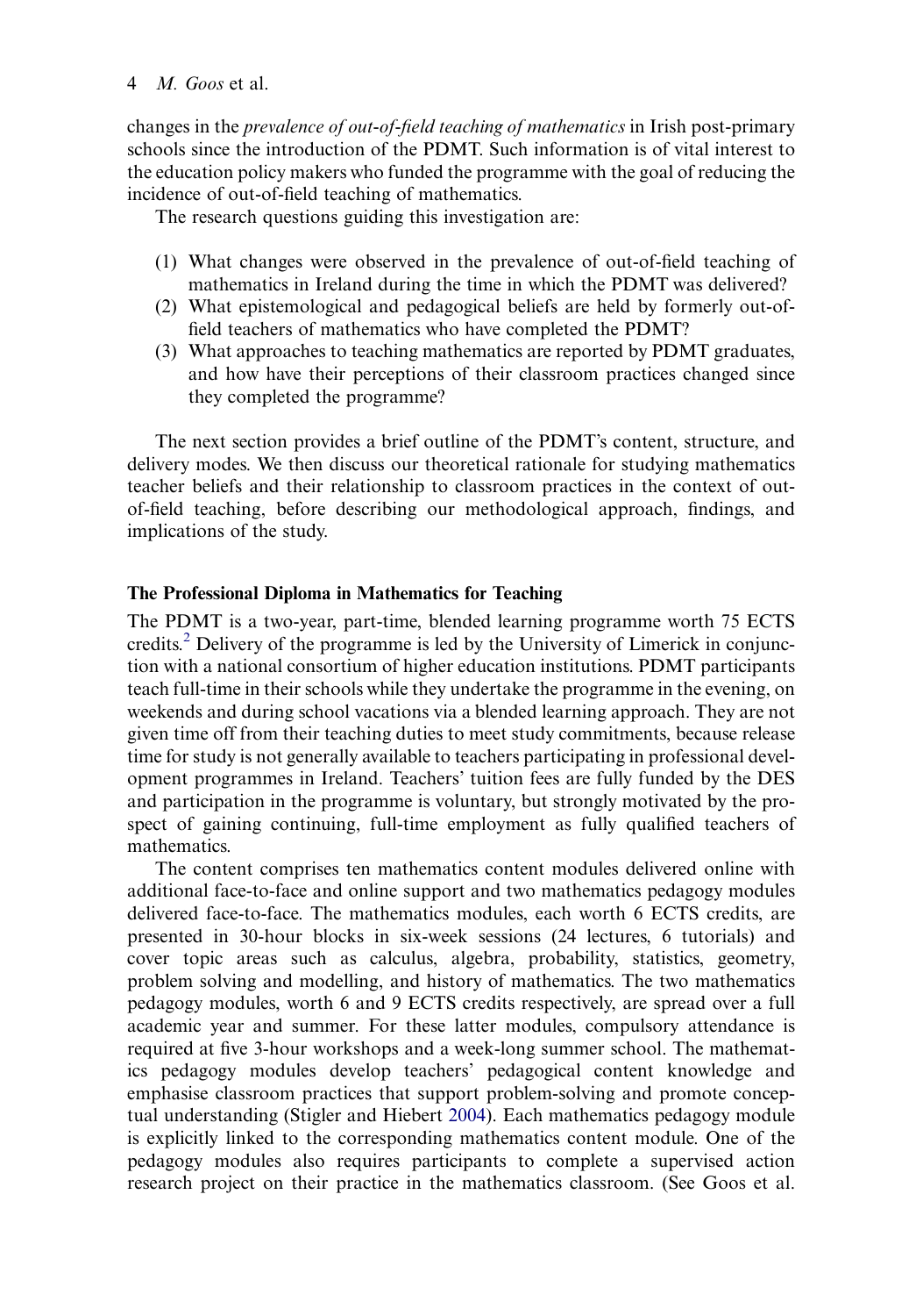changes in the *prevalence of out-of-field teaching of mathematics* in Irish post-primary schools since the introduction of the PDMT. Such information is of vital interest to the education policy makers who funded the programme with the goal of reducing the incidence of out-of-field teaching of mathematics.

The research questions guiding this investigation are:

(1) What changes were observed in the prevalence of out-of-field teaching of mathematics in Ireland during the time in which the PDMT was delivered?
(2) What epistemological and pedagogical beliefs are held by formerly out-of-field teachers of mathematics who have completed the PDMT?
(3) What approaches to teaching mathematics are reported by PDMT graduates, and how have their perceptions of their classroom practices changed since they completed the programme?

The next section provides a brief outline of the PDMT's content, structure, and delivery modes. We then discuss our theoretical rationale for studying mathematics teacher beliefs and their relationship to classroom practices in the context of out-of-field teaching, before describing our methodological approach, findings, and implications of the study.

## The Professional Diploma in Mathematics for Teaching

The PDMT is a two-year, part-time, blended learning programme worth 75 ECTS credits.[2] Delivery of the programme is led by the University of Limerick in conjunction with a national consortium of higher education institutions. PDMT participants teach full-time in their schools while they undertake the programme in the evening, on weekends and during school vacations via a blended learning approach. They are not given time off from their teaching duties to meet study commitments, because release time for study is not generally available to teachers participating in professional development programmes in Ireland. Teachers' tuition fees are fully funded by the DES and participation in the programme is voluntary, but strongly motivated by the prospect of gaining continuing, full-time employment as fully qualified teachers of mathematics.

The content comprises ten mathematics content modules delivered online with additional face-to-face and online support and two mathematics pedagogy modules delivered face-to-face. The mathematics modules, each worth 6 ECTS credits, are presented in 30-hour blocks in six-week sessions (24 lectures, 6 tutorials) and cover topic areas such as calculus, algebra, probability, statistics, geometry, problem solving and modelling, and history of mathematics. The two mathematics pedagogy modules, worth 6 and 9 ECTS credits respectively, are spread over a full academic year and summer. For these latter modules, compulsory attendance is required at five 3-hour workshops and a week-long summer school. The mathematics pedagogy modules develop teachers' pedagogical content knowledge and emphasise classroom practices that support problem-solving and promote conceptual understanding (Stigler and Hiebert 2004). Each mathematics pedagogy module is explicitly linked to the corresponding mathematics content module. One of the pedagogy modules also requires participants to complete a supervised action research project on their practice in the mathematics classroom. (See Goos et al.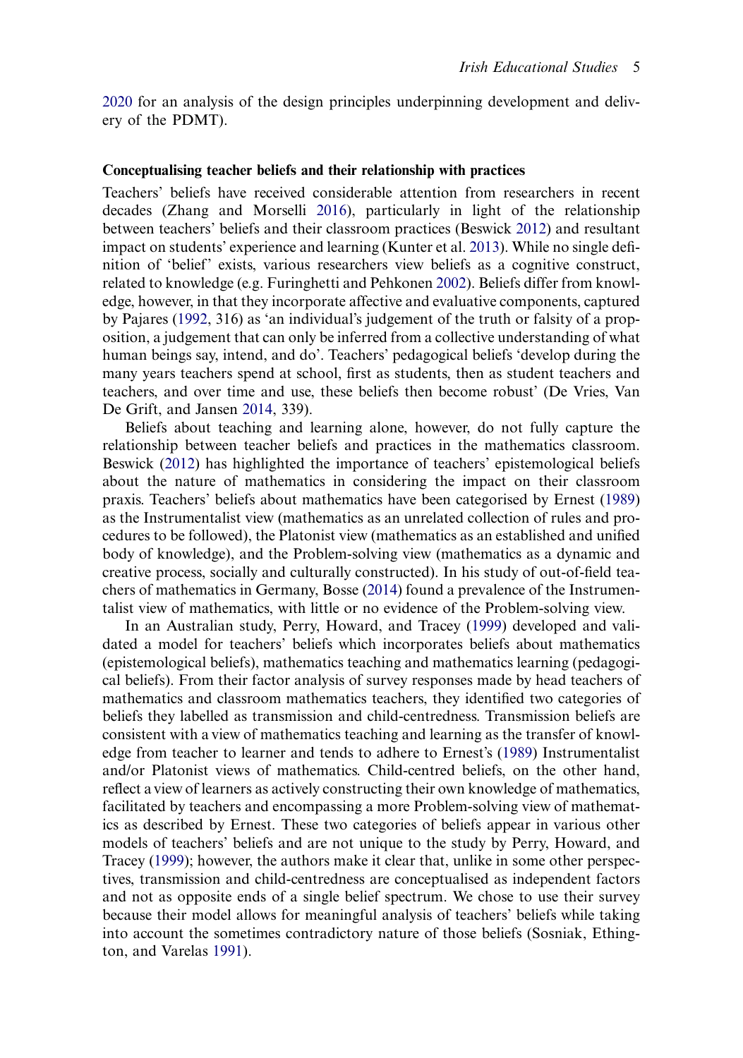2020 for an analysis of the design principles underpinning development and delivery of the PDMT).

### Conceptualising teacher beliefs and their relationship with practices

Teachers' beliefs have received considerable attention from researchers in recent decades (Zhang and Morselli 2016), particularly in light of the relationship between teachers' beliefs and their classroom practices (Beswick 2012) and resultant impact on students' experience and learning (Kunter et al. 2013). While no single definition of 'belief' exists, various researchers view beliefs as a cognitive construct, related to knowledge (e.g. Furinghetti and Pehkonen 2002). Beliefs differ from knowledge, however, in that they incorporate affective and evaluative components, captured by Pajares (1992, 316) as 'an individual's judgement of the truth or falsity of a proposition, a judgement that can only be inferred from a collective understanding of what human beings say, intend, and do'. Teachers' pedagogical beliefs 'develop during the many years teachers spend at school, first as students, then as student teachers and teachers, and over time and use, these beliefs then become robust' (De Vries, Van De Grift, and Jansen 2014, 339).

Beliefs about teaching and learning alone, however, do not fully capture the relationship between teacher beliefs and practices in the mathematics classroom. Beswick (2012) has highlighted the importance of teachers' epistemological beliefs about the nature of mathematics in considering the impact on their classroom praxis. Teachers' beliefs about mathematics have been categorised by Ernest (1989) as the Instrumentalist view (mathematics as an unrelated collection of rules and procedures to be followed), the Platonist view (mathematics as an established and unified body of knowledge), and the Problem-solving view (mathematics as a dynamic and creative process, socially and culturally constructed). In his study of out-of-field teachers of mathematics in Germany, Bosse (2014) found a prevalence of the Instrumentalist view of mathematics, with little or no evidence of the Problem-solving view.

In an Australian study, Perry, Howard, and Tracey (1999) developed and validated a model for teachers' beliefs which incorporates beliefs about mathematics (epistemological beliefs), mathematics teaching and mathematics learning (pedagogical beliefs). From their factor analysis of survey responses made by head teachers of mathematics and classroom mathematics teachers, they identified two categories of beliefs they labelled as transmission and child-centredness. Transmission beliefs are consistent with a view of mathematics teaching and learning as the transfer of knowledge from teacher to learner and tends to adhere to Ernest's (1989) Instrumentalist and/or Platonist views of mathematics. Child-centred beliefs, on the other hand, reflect a view of learners as actively constructing their own knowledge of mathematics, facilitated by teachers and encompassing a more Problem-solving view of mathematics as described by Ernest. These two categories of beliefs appear in various other models of teachers' beliefs and are not unique to the study by Perry, Howard, and Tracey (1999); however, the authors make it clear that, unlike in some other perspectives, transmission and child-centredness are conceptualised as independent factors and not as opposite ends of a single belief spectrum. We chose to use their survey because their model allows for meaningful analysis of teachers' beliefs while taking into account the sometimes contradictory nature of those beliefs (Sosniak, Ethington, and Varelas 1991).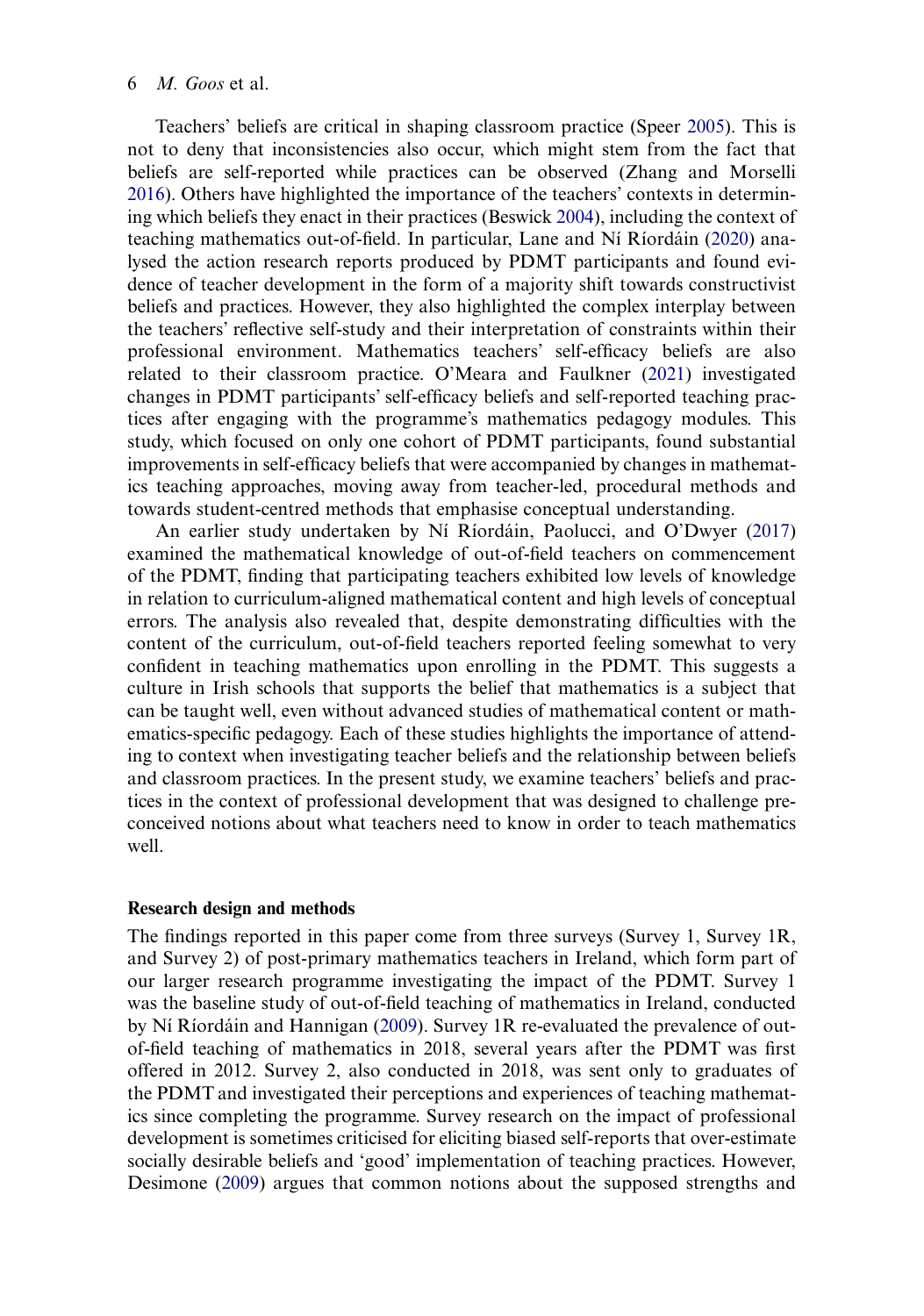Teachers' beliefs are critical in shaping classroom practice (Speer 2005). This is not to deny that inconsistencies also occur, which might stem from the fact that beliefs are self-reported while practices can be observed (Zhang and Morselli 2016). Others have highlighted the importance of the teachers' contexts in determining which beliefs they enact in their practices (Beswick 2004), including the context of teaching mathematics out-of-field. In particular, Lane and Ní Ríordáin (2020) analysed the action research reports produced by PDMT participants and found evidence of teacher development in the form of a majority shift towards constructivist beliefs and practices. However, they also highlighted the complex interplay between the teachers' reflective self-study and their interpretation of constraints within their professional environment. Mathematics teachers' self-efficacy beliefs are also related to their classroom practice. O'Meara and Faulkner (2021) investigated changes in PDMT participants' self-efficacy beliefs and self-reported teaching practices after engaging with the programme's mathematics pedagogy modules. This study, which focused on only one cohort of PDMT participants, found substantial improvements in self-efficacy beliefs that were accompanied by changes in mathematics teaching approaches, moving away from teacher-led, procedural methods and towards student-centred methods that emphasise conceptual understanding.

An earlier study undertaken by Ní Ríordáin, Paolucci, and O'Dwyer (2017) examined the mathematical knowledge of out-of-field teachers on commencement of the PDMT, finding that participating teachers exhibited low levels of knowledge in relation to curriculum-aligned mathematical content and high levels of conceptual errors. The analysis also revealed that, despite demonstrating difficulties with the content of the curriculum, out-of-field teachers reported feeling somewhat to very confident in teaching mathematics upon enrolling in the PDMT. This suggests a culture in Irish schools that supports the belief that mathematics is a subject that can be taught well, even without advanced studies of mathematical content or mathematics-specific pedagogy. Each of these studies highlights the importance of attending to context when investigating teacher beliefs and the relationship between beliefs and classroom practices. In the present study, we examine teachers' beliefs and practices in the context of professional development that was designed to challenge preconceived notions about what teachers need to know in order to teach mathematics well.

## Research design and methods

The findings reported in this paper come from three surveys (Survey 1, Survey 1R, and Survey 2) of post-primary mathematics teachers in Ireland, which form part of our larger research programme investigating the impact of the PDMT. Survey 1 was the baseline study of out-of-field teaching of mathematics in Ireland, conducted by Ní Ríordáin and Hannigan (2009). Survey 1R re-evaluated the prevalence of out-of-field teaching of mathematics in 2018, several years after the PDMT was first offered in 2012. Survey 2, also conducted in 2018, was sent only to graduates of the PDMT and investigated their perceptions and experiences of teaching mathematics since completing the programme. Survey research on the impact of professional development is sometimes criticised for eliciting biased self-reports that over-estimate socially desirable beliefs and 'good' implementation of teaching practices. However, Desimone (2009) argues that common notions about the supposed strengths and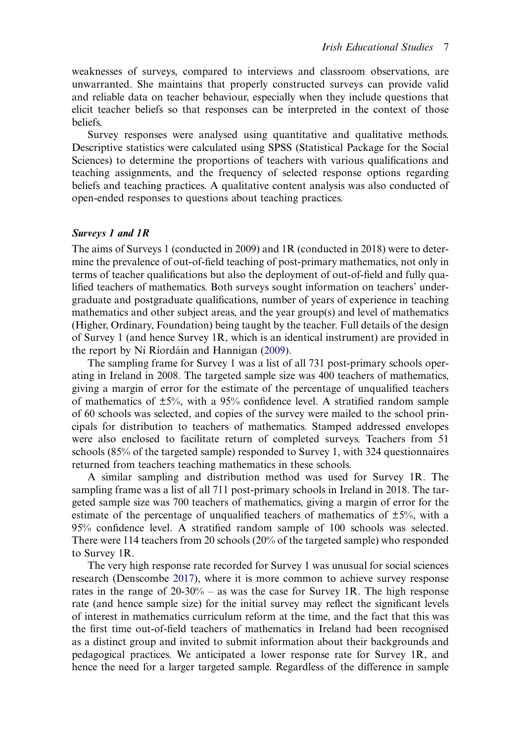weaknesses of surveys, compared to interviews and classroom observations, are unwarranted. She maintains that properly constructed surveys can provide valid and reliable data on teacher behaviour, especially when they include questions that elicit teacher beliefs so that responses can be interpreted in the context of those beliefs.

Survey responses were analysed using quantitative and qualitative methods. Descriptive statistics were calculated using SPSS (Statistical Package for the Social Sciences) to determine the proportions of teachers with various qualifications and teaching assignments, and the frequency of selected response options regarding beliefs and teaching practices. A qualitative content analysis was also conducted of open-ended responses to questions about teaching practices.

### *Surveys 1 and 1R*

The aims of Surveys 1 (conducted in 2009) and 1R (conducted in 2018) were to determine the prevalence of out-of-field teaching of post-primary mathematics, not only in terms of teacher qualifications but also the deployment of out-of-field and fully qualified teachers of mathematics. Both surveys sought information on teachers' undergraduate and postgraduate qualifications, number of years of experience in teaching mathematics and other subject areas, and the year group(s) and level of mathematics (Higher, Ordinary, Foundation) being taught by the teacher. Full details of the design of Survey 1 (and hence Survey 1R, which is an identical instrument) are provided in the report by Ní Ríordáin and Hannigan (2009).

The sampling frame for Survey 1 was a list of all 731 post-primary schools operating in Ireland in 2008. The targeted sample size was 400 teachers of mathematics, giving a margin of error for the estimate of the percentage of unqualified teachers of mathematics of ±5%, with a 95% confidence level. A stratified random sample of 60 schools was selected, and copies of the survey were mailed to the school principals for distribution to teachers of mathematics. Stamped addressed envelopes were also enclosed to facilitate return of completed surveys. Teachers from 51 schools (85% of the targeted sample) responded to Survey 1, with 324 questionnaires returned from teachers teaching mathematics in these schools.

A similar sampling and distribution method was used for Survey 1R. The sampling frame was a list of all 711 post-primary schools in Ireland in 2018. The targeted sample size was 700 teachers of mathematics, giving a margin of error for the estimate of the percentage of unqualified teachers of mathematics of ±5%, with a 95% confidence level. A stratified random sample of 100 schools was selected. There were 114 teachers from 20 schools (20% of the targeted sample) who responded to Survey 1R.

The very high response rate recorded for Survey 1 was unusual for social sciences research (Denscombe 2017), where it is more common to achieve survey response rates in the range of 20-30% – as was the case for Survey 1R. The high response rate (and hence sample size) for the initial survey may reflect the significant levels of interest in mathematics curriculum reform at the time, and the fact that this was the first time out-of-field teachers of mathematics in Ireland had been recognised as a distinct group and invited to submit information about their backgrounds and pedagogical practices. We anticipated a lower response rate for Survey 1R, and hence the need for a larger targeted sample. Regardless of the difference in sample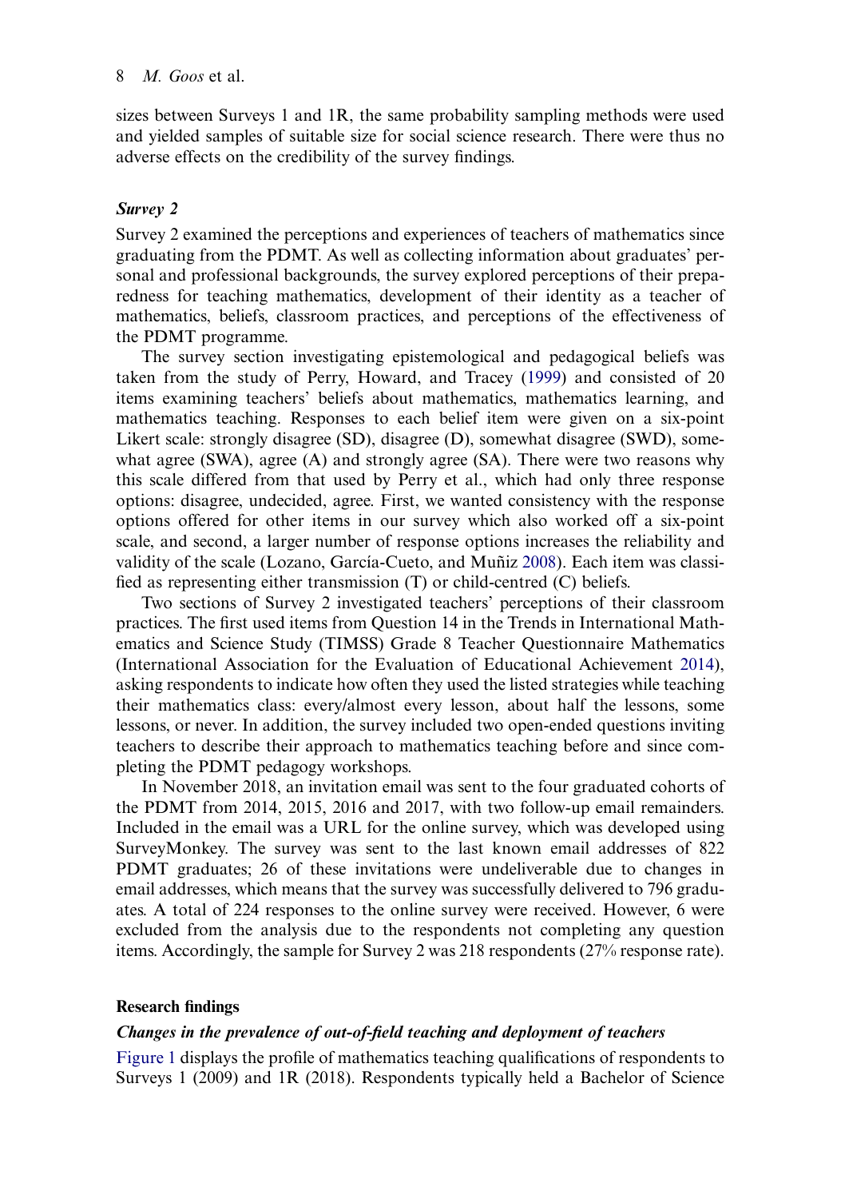sizes between Surveys 1 and 1R, the same probability sampling methods were used and yielded samples of suitable size for social science research. There were thus no adverse effects on the credibility of the survey findings.

### *Survey 2*

Survey 2 examined the perceptions and experiences of teachers of mathematics since graduating from the PDMT. As well as collecting information about graduates' personal and professional backgrounds, the survey explored perceptions of their preparedness for teaching mathematics, development of their identity as a teacher of mathematics, beliefs, classroom practices, and perceptions of the effectiveness of the PDMT programme.

The survey section investigating epistemological and pedagogical beliefs was taken from the study of Perry, Howard, and Tracey (1999) and consisted of 20 items examining teachers' beliefs about mathematics, mathematics learning, and mathematics teaching. Responses to each belief item were given on a six-point Likert scale: strongly disagree (SD), disagree (D), somewhat disagree (SWD), somewhat agree (SWA), agree (A) and strongly agree (SA). There were two reasons why this scale differed from that used by Perry et al., which had only three response options: disagree, undecided, agree. First, we wanted consistency with the response options offered for other items in our survey which also worked off a six-point scale, and second, a larger number of response options increases the reliability and validity of the scale (Lozano, García-Cueto, and Muñiz 2008). Each item was classified as representing either transmission (T) or child-centred (C) beliefs.

Two sections of Survey 2 investigated teachers' perceptions of their classroom practices. The first used items from Question 14 in the Trends in International Mathematics and Science Study (TIMSS) Grade 8 Teacher Questionnaire Mathematics (International Association for the Evaluation of Educational Achievement 2014), asking respondents to indicate how often they used the listed strategies while teaching their mathematics class: every/almost every lesson, about half the lessons, some lessons, or never. In addition, the survey included two open-ended questions inviting teachers to describe their approach to mathematics teaching before and since completing the PDMT pedagogy workshops.

In November 2018, an invitation email was sent to the four graduated cohorts of the PDMT from 2014, 2015, 2016 and 2017, with two follow-up email remainders. Included in the email was a URL for the online survey, which was developed using SurveyMonkey. The survey was sent to the last known email addresses of 822 PDMT graduates; 26 of these invitations were undeliverable due to changes in email addresses, which means that the survey was successfully delivered to 796 graduates. A total of 224 responses to the online survey were received. However, 6 were excluded from the analysis due to the respondents not completing any question items. Accordingly, the sample for Survey 2 was 218 respondents (27% response rate).

## Research findings

### *Changes in the prevalence of out-of-field teaching and deployment of teachers*

Figure 1 displays the profile of mathematics teaching qualifications of respondents to Surveys 1 (2009) and 1R (2018). Respondents typically held a Bachelor of Science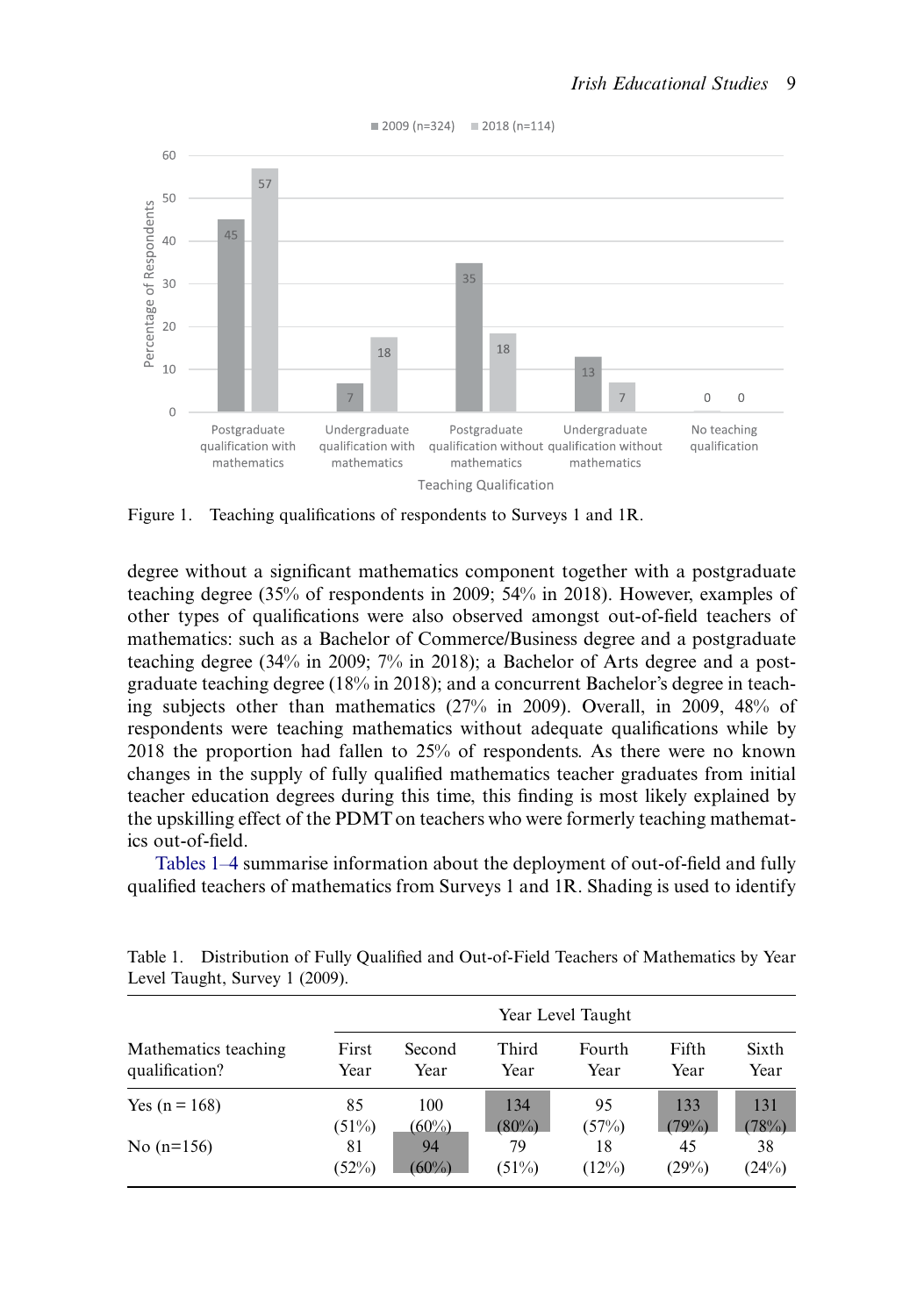Figure 1. Teaching qualifications of respondents to Surveys 1 and 1R.

degree without a significant mathematics component together with a postgraduate teaching degree (35% of respondents in 2009; 54% in 2018). However, examples of other types of qualifications were also observed amongst out-of-field teachers of mathematics: such as a Bachelor of Commerce/Business degree and a postgraduate teaching degree (34% in 2009; 7% in 2018); a Bachelor of Arts degree and a postgraduate teaching degree (18% in 2018); and a concurrent Bachelor's degree in teaching subjects other than mathematics (27% in 2009). Overall, in 2009, 48% of respondents were teaching mathematics without adequate qualifications while by 2018 the proportion had fallen to 25% of respondents. As there were no known changes in the supply of fully qualified mathematics teacher graduates from initial teacher education degrees during this time, this finding is most likely explained by the upskilling effect of the PDMT on teachers who were formerly teaching mathematics out-of-field.

Tables 1–4 summarise information about the deployment of out-of-field and fully qualified teachers of mathematics from Surveys 1 and 1R. Shading is used to identify

Table 1. Distribution of Fully Qualified and Out-of-Field Teachers of Mathematics by Year Level Taught, Survey 1 (2009).

| Mathematics teaching qualification? | Year Level Taught | | | | | |
|---|---|---|---|---|---|---|
| | First Year | Second Year | Third Year | Fourth Year | Fifth Year | Sixth Year |
| Yes (n = 168) | 85 (51%) | 100 (60%) | 134 (80%) | 95 (57%) | 133 (79%) | 131 (78%) |
| No (n=156) | 81 (52%) | 94 (60%) | 79 (51%) | 18 (12%) | 45 (29%) | 38 (24%) |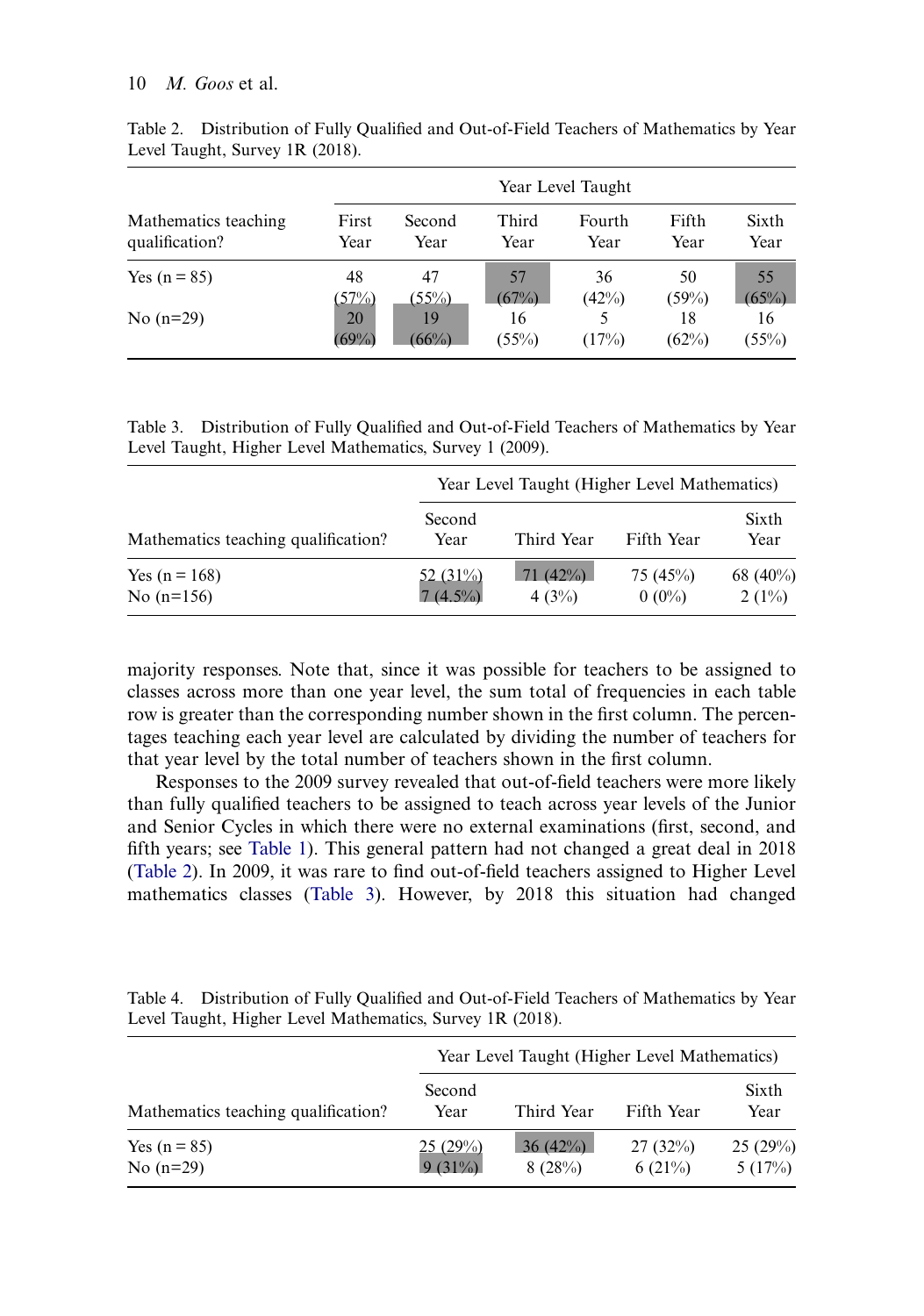Table 2. Distribution of Fully Qualified and Out-of-Field Teachers of Mathematics by Year Level Taught, Survey 1R (2018).

| Mathematics teaching qualification? | Year Level Taught | | | | | |
|---|---|---|---|---|---|---|
| | First Year | Second Year | Third Year | Fourth Year | Fifth Year | Sixth Year |
| Yes (n = 85) | 48 (57%) | 47 (55%) | 57 (67%) | 36 (42%) | 50 (59%) | 55 (65%) |
| No (n=29) | 20 (69%) | 19 (66%) | 16 (55%) | 5 (17%) | 18 (62%) | 16 (55%) |

Table 3. Distribution of Fully Qualified and Out-of-Field Teachers of Mathematics by Year Level Taught, Higher Level Mathematics, Survey 1 (2009).

| Mathematics teaching qualification? | Year Level Taught (Higher Level Mathematics) | | | |
|---|---|---|---|---|
| | Second Year | Third Year | Fifth Year | Sixth Year |
| Yes (n = 168) | 52 (31%) | 71 (42%) | 75 (45%) | 68 (40%) |
| No (n=156) | 7 (4.5%) | 4 (3%) | 0 (0%) | 2 (1%) |

majority responses. Note that, since it was possible for teachers to be assigned to classes across more than one year level, the sum total of frequencies in each table row is greater than the corresponding number shown in the first column. The percentages teaching each year level are calculated by dividing the number of teachers for that year level by the total number of teachers shown in the first column.

Responses to the 2009 survey revealed that out-of-field teachers were more likely than fully qualified teachers to be assigned to teach across year levels of the Junior and Senior Cycles in which there were no external examinations (first, second, and fifth years; see Table 1). This general pattern had not changed a great deal in 2018 (Table 2). In 2009, it was rare to find out-of-field teachers assigned to Higher Level mathematics classes (Table 3). However, by 2018 this situation had changed

Table 4. Distribution of Fully Qualified and Out-of-Field Teachers of Mathematics by Year Level Taught, Higher Level Mathematics, Survey 1R (2018).

| Mathematics teaching qualification? | Year Level Taught (Higher Level Mathematics) | | | |
|---|---|---|---|---|
| | Second Year | Third Year | Fifth Year | Sixth Year |
| Yes (n = 85) | 25 (29%) | 36 (42%) | 27 (32%) | 25 (29%) |
| No (n=29) | 9 (31%) | 8 (28%) | 6 (21%) | 5 (17%) |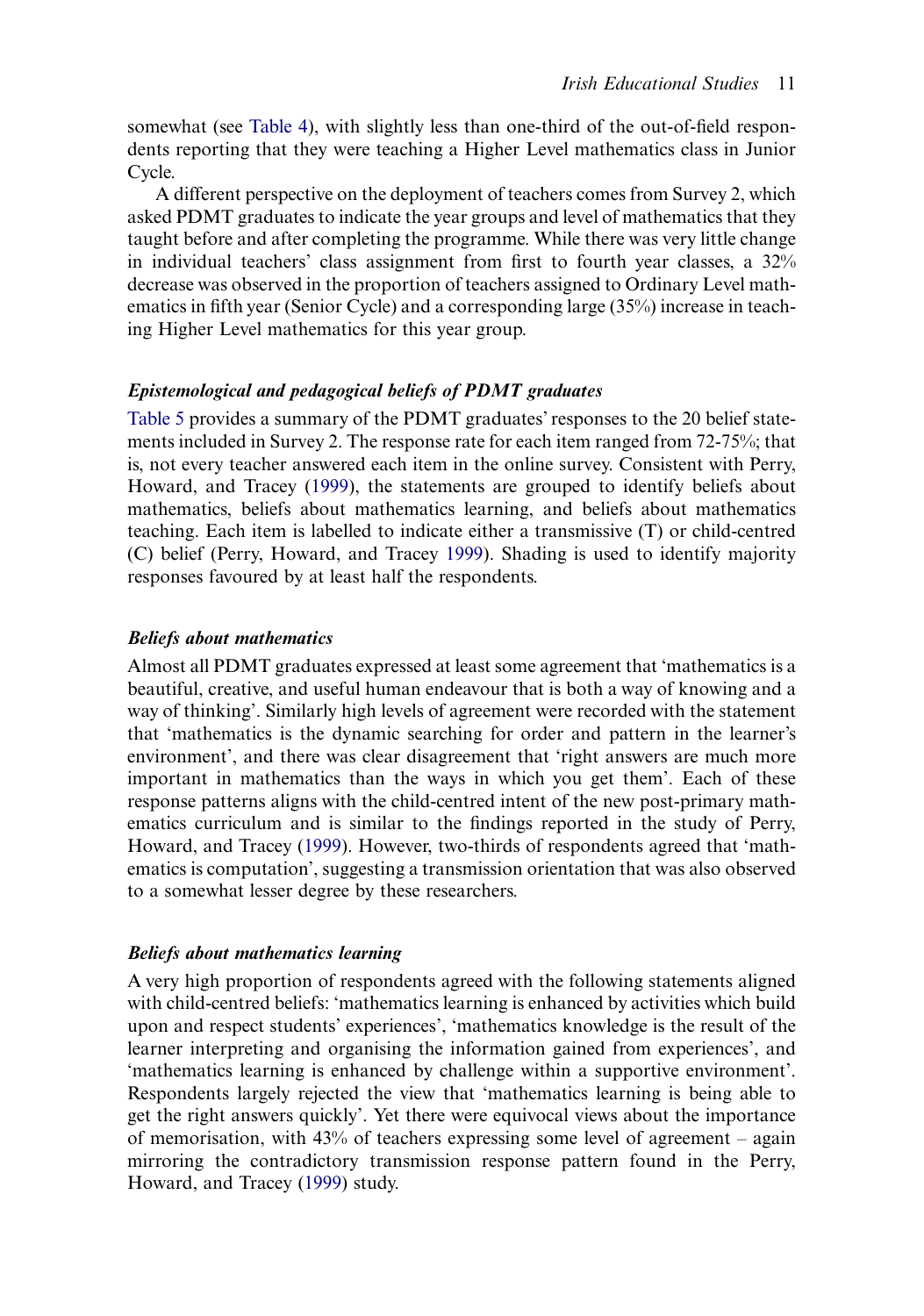somewhat (see Table 4), with slightly less than one-third of the out-of-field respondents reporting that they were teaching a Higher Level mathematics class in Junior Cycle.

A different perspective on the deployment of teachers comes from Survey 2, which asked PDMT graduates to indicate the year groups and level of mathematics that they taught before and after completing the programme. While there was very little change in individual teachers' class assignment from first to fourth year classes, a 32% decrease was observed in the proportion of teachers assigned to Ordinary Level mathematics in fifth year (Senior Cycle) and a corresponding large (35%) increase in teaching Higher Level mathematics for this year group.

### *Epistemological and pedagogical beliefs of PDMT graduates*

Table 5 provides a summary of the PDMT graduates' responses to the 20 belief statements included in Survey 2. The response rate for each item ranged from 72-75%; that is, not every teacher answered each item in the online survey. Consistent with Perry, Howard, and Tracey (1999), the statements are grouped to identify beliefs about mathematics, beliefs about mathematics learning, and beliefs about mathematics teaching. Each item is labelled to indicate either a transmissive (T) or child-centred (C) belief (Perry, Howard, and Tracey 1999). Shading is used to identify majority responses favoured by at least half the respondents.

### *Beliefs about mathematics*

Almost all PDMT graduates expressed at least some agreement that 'mathematics is a beautiful, creative, and useful human endeavour that is both a way of knowing and a way of thinking'. Similarly high levels of agreement were recorded with the statement that 'mathematics is the dynamic searching for order and pattern in the learner's environment', and there was clear disagreement that 'right answers are much more important in mathematics than the ways in which you get them'. Each of these response patterns aligns with the child-centred intent of the new post-primary mathematics curriculum and is similar to the findings reported in the study of Perry, Howard, and Tracey (1999). However, two-thirds of respondents agreed that 'mathematics is computation', suggesting a transmission orientation that was also observed to a somewhat lesser degree by these researchers.

### *Beliefs about mathematics learning*

A very high proportion of respondents agreed with the following statements aligned with child-centred beliefs: 'mathematics learning is enhanced by activities which build upon and respect students' experiences', 'mathematics knowledge is the result of the learner interpreting and organising the information gained from experiences', and 'mathematics learning is enhanced by challenge within a supportive environment'. Respondents largely rejected the view that 'mathematics learning is being able to get the right answers quickly'. Yet there were equivocal views about the importance of memorisation, with 43% of teachers expressing some level of agreement – again mirroring the contradictory transmission response pattern found in the Perry, Howard, and Tracey (1999) study.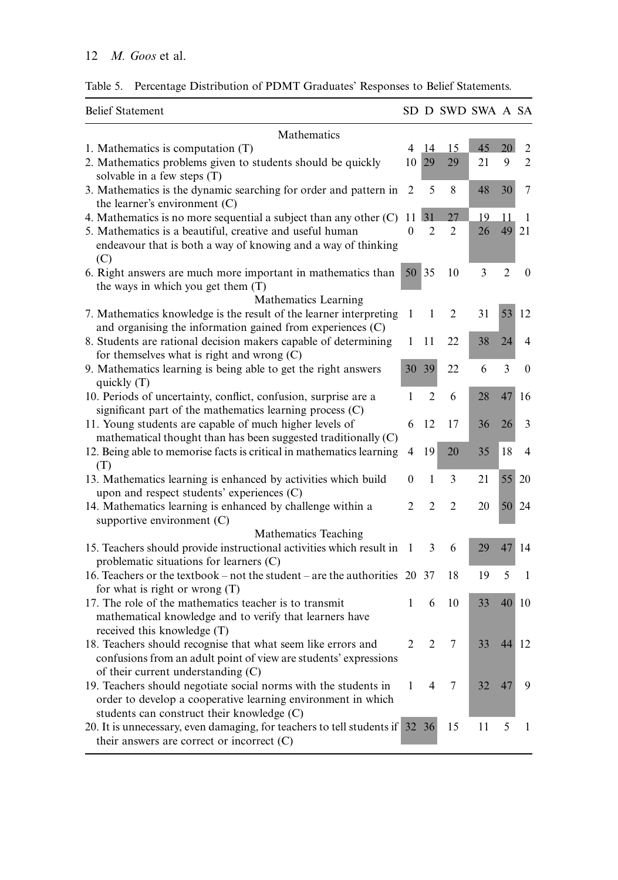Table 5. Percentage Distribution of PDMT Graduates' Responses to Belief Statements.

| Belief Statement | SD | D | SWD | SWA | A | SA |
|---|---|---|---|---|---|---|
| **Mathematics** | | | | | | |
| 1. Mathematics is computation (T) | 4 | 14 | 15 | 45 | 20 | 2 |
| 2. Mathematics problems given to students should be quickly solvable in a few steps (T) | 10 | 29 | 29 | 21 | 9 | 2 |
| 3. Mathematics is the dynamic searching for order and pattern in the learner's environment (C) | 2 | 5 | 8 | 48 | 30 | 7 |
| 4. Mathematics is no more sequential a subject than any other (C) | 11 | 31 | 27 | 19 | 11 | 1 |
| 5. Mathematics is a beautiful, creative and useful human endeavour that is both a way of knowing and a way of thinking (C) | 0 | 2 | 2 | 26 | 49 | 21 |
| 6. Right answers are much more important in mathematics than the ways in which you get them (T) | 50 | 35 | 10 | 3 | 2 | 0 |
| **Mathematics Learning** | | | | | | |
| 7. Mathematics knowledge is the result of the learner interpreting and organising the information gained from experiences (C) | 1 | 1 | 2 | 31 | 53 | 12 |
| 8. Students are rational decision makers capable of determining for themselves what is right and wrong (C) | 1 | 11 | 22 | 38 | 24 | 4 |
| 9. Mathematics learning is being able to get the right answers quickly (T) | 30 | 39 | 22 | 6 | 3 | 0 |
| 10. Periods of uncertainty, conflict, confusion, surprise are a significant part of the mathematics learning process (C) | 1 | 2 | 6 | 28 | 47 | 16 |
| 11. Young students are capable of much higher levels of mathematical thought than has been suggested traditionally (C) | 6 | 12 | 17 | 36 | 26 | 3 |
| 12. Being able to memorise facts is critical in mathematics learning (T) | 4 | 19 | 20 | 35 | 18 | 4 |
| 13. Mathematics learning is enhanced by activities which build upon and respect students' experiences (C) | 0 | 1 | 3 | 21 | 55 | 20 |
| 14. Mathematics learning is enhanced by challenge within a supportive environment (C) | 2 | 2 | 2 | 20 | 50 | 24 |
| **Mathematics Teaching** | | | | | | |
| 15. Teachers should provide instructional activities which result in problematic situations for learners (C) | 1 | 3 | 6 | 29 | 47 | 14 |
| 16. Teachers or the textbook – not the student – are the authorities for what is right or wrong (T) | 20 | 37 | 18 | 19 | 5 | 1 |
| 17. The role of the mathematics teacher is to transmit mathematical knowledge and to verify that learners have received this knowledge (T) | 1 | 6 | 10 | 33 | 40 | 10 |
| 18. Teachers should recognise that what seem like errors and confusions from an adult point of view are students' expressions of their current understanding (C) | 2 | 2 | 7 | 33 | 44 | 12 |
| 19. Teachers should negotiate social norms with the students in order to develop a cooperative learning environment in which students can construct their knowledge (C) | 1 | 4 | 7 | 32 | 47 | 9 |
| 20. It is unnecessary, even damaging, for teachers to tell students if their answers are correct or incorrect (C) | 32 | 36 | 15 | 11 | 5 | 1 |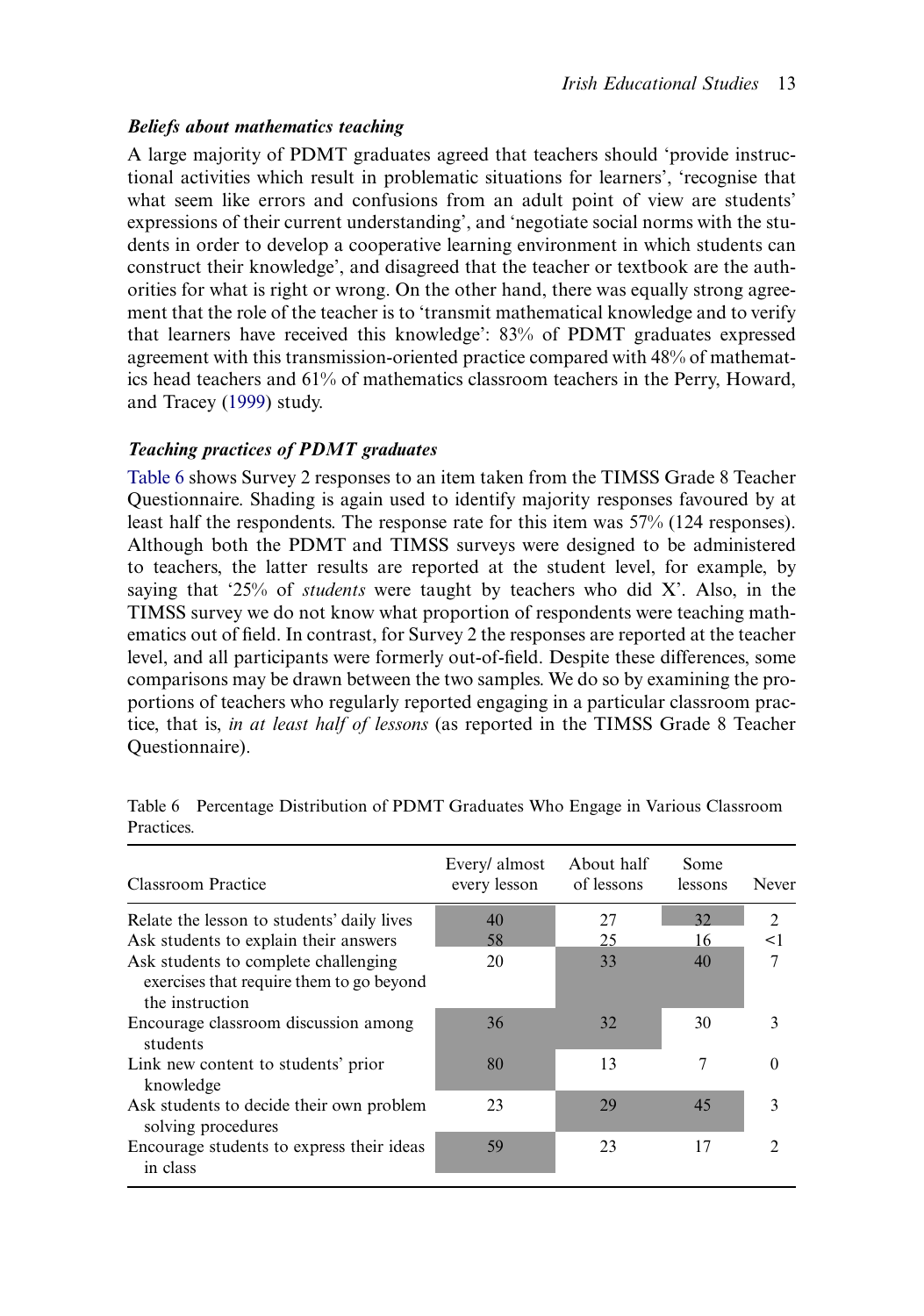### *Beliefs about mathematics teaching*

A large majority of PDMT graduates agreed that teachers should 'provide instructional activities which result in problematic situations for learners', 'recognise that what seem like errors and confusions from an adult point of view are students' expressions of their current understanding', and 'negotiate social norms with the students in order to develop a cooperative learning environment in which students can construct their knowledge', and disagreed that the teacher or textbook are the authorities for what is right or wrong. On the other hand, there was equally strong agreement that the role of the teacher is to 'transmit mathematical knowledge and to verify that learners have received this knowledge': 83% of PDMT graduates expressed agreement with this transmission-oriented practice compared with 48% of mathematics head teachers and 61% of mathematics classroom teachers in the Perry, Howard, and Tracey (1999) study.

### *Teaching practices of PDMT graduates*

Table 6 shows Survey 2 responses to an item taken from the TIMSS Grade 8 Teacher Questionnaire. Shading is again used to identify majority responses favoured by at least half the respondents. The response rate for this item was 57% (124 responses). Although both the PDMT and TIMSS surveys were designed to be administered to teachers, the latter results are reported at the student level, for example, by saying that '25% of *students* were taught by teachers who did X'. Also, in the TIMSS survey we do not know what proportion of respondents were teaching mathematics out of field. In contrast, for Survey 2 the responses are reported at the teacher level, and all participants were formerly out-of-field. Despite these differences, some comparisons may be drawn between the two samples. We do so by examining the proportions of teachers who regularly reported engaging in a particular classroom practice, that is, *in at least half of lessons* (as reported in the TIMSS Grade 8 Teacher Questionnaire).

Table 6 Percentage Distribution of PDMT Graduates Who Engage in Various Classroom Practices.

| Classroom Practice | Every/ almost every lesson | About half of lessons | Some lessons | Never |
|---|---|---|---|---|
| Relate the lesson to students' daily lives | 40 | 27 | 32 | 2 |
| Ask students to explain their answers | 58 | 25 | 16 | <1 |
| Ask students to complete challenging exercises that require them to go beyond the instruction | 20 | 33 | 40 | 7 |
| Encourage classroom discussion among students | 36 | 32 | 30 | 3 |
| Link new content to students' prior knowledge | 80 | 13 | 7 | 0 |
| Ask students to decide their own problem solving procedures | 23 | 29 | 45 | 3 |
| Encourage students to express their ideas in class | 59 | 23 | 17 | 2 |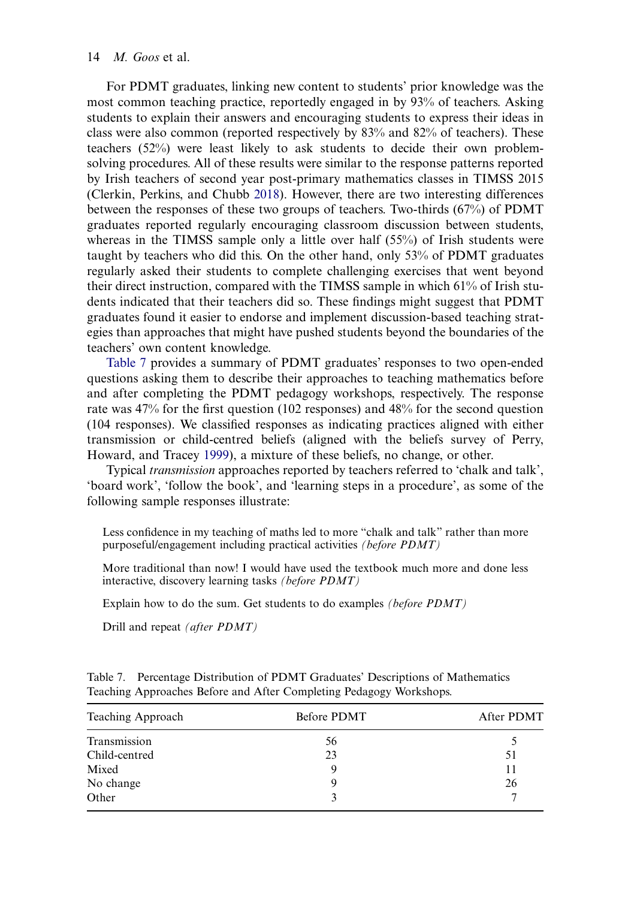For PDMT graduates, linking new content to students' prior knowledge was the most common teaching practice, reportedly engaged in by 93% of teachers. Asking students to explain their answers and encouraging students to express their ideas in class were also common (reported respectively by 83% and 82% of teachers). These teachers (52%) were least likely to ask students to decide their own problem-solving procedures. All of these results were similar to the response patterns reported by Irish teachers of second year post-primary mathematics classes in TIMSS 2015 (Clerkin, Perkins, and Chubb 2018). However, there are two interesting differences between the responses of these two groups of teachers. Two-thirds (67%) of PDMT graduates reported regularly encouraging classroom discussion between students, whereas in the TIMSS sample only a little over half (55%) of Irish students were taught by teachers who did this. On the other hand, only 53% of PDMT graduates regularly asked their students to complete challenging exercises that went beyond their direct instruction, compared with the TIMSS sample in which 61% of Irish students indicated that their teachers did so. These findings might suggest that PDMT graduates found it easier to endorse and implement discussion-based teaching strategies than approaches that might have pushed students beyond the boundaries of the teachers' own content knowledge.

Table 7 provides a summary of PDMT graduates' responses to two open-ended questions asking them to describe their approaches to teaching mathematics before and after completing the PDMT pedagogy workshops, respectively. The response rate was 47% for the first question (102 responses) and 48% for the second question (104 responses). We classified responses as indicating practices aligned with either transmission or child-centred beliefs (aligned with the beliefs survey of Perry, Howard, and Tracey 1999), a mixture of these beliefs, no change, or other.

Typical *transmission* approaches reported by teachers referred to 'chalk and talk', 'board work', 'follow the book', and 'learning steps in a procedure', as some of the following sample responses illustrate:

> Less confidence in my teaching of maths led to more "chalk and talk" rather than more purposeful/engagement including practical activities *(before PDMT)*
>
> More traditional than now! I would have used the textbook much more and done less interactive, discovery learning tasks *(before PDMT)*
>
> Explain how to do the sum. Get students to do examples *(before PDMT)*
>
> Drill and repeat *(after PDMT)*

Table 7. Percentage Distribution of PDMT Graduates' Descriptions of Mathematics Teaching Approaches Before and After Completing Pedagogy Workshops.

| Teaching Approach | Before PDMT | After PDMT |
|---|---|---|
| Transmission | 56 | 5 |
| Child-centred | 23 | 51 |
| Mixed | 9 | 11 |
| No change | 9 | 26 |
| Other | 3 | 7 |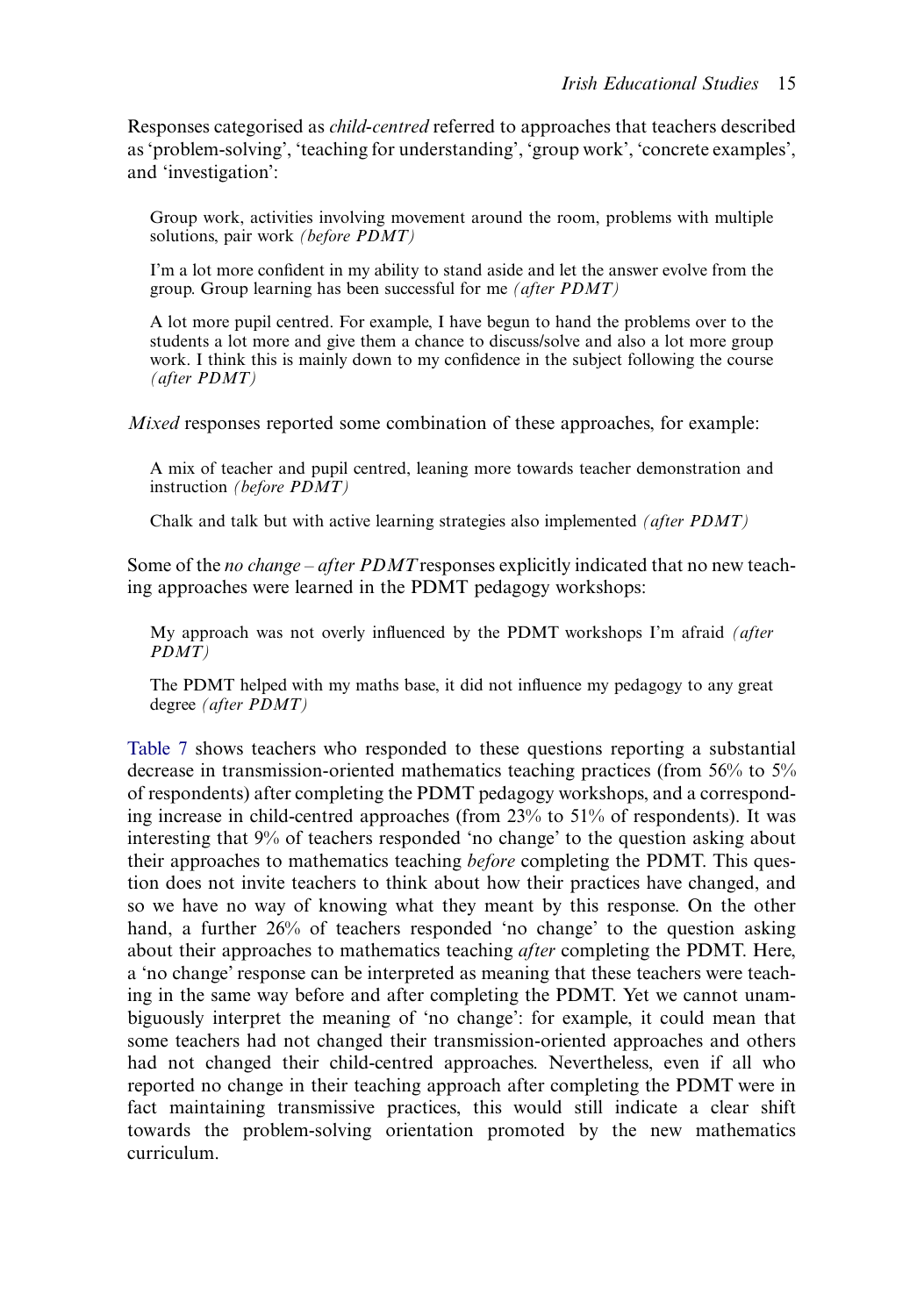Responses categorised as *child-centred* referred to approaches that teachers described as 'problem-solving', 'teaching for understanding', 'group work', 'concrete examples', and 'investigation':

> Group work, activities involving movement around the room, problems with multiple solutions, pair work *(before PDMT)*
>
> I'm a lot more confident in my ability to stand aside and let the answer evolve from the group. Group learning has been successful for me *(after PDMT)*
>
> A lot more pupil centred. For example, I have begun to hand the problems over to the students a lot more and give them a chance to discuss/solve and also a lot more group work. I think this is mainly down to my confidence in the subject following the course *(after PDMT)*

*Mixed* responses reported some combination of these approaches, for example:

> A mix of teacher and pupil centred, leaning more towards teacher demonstration and instruction *(before PDMT)*
>
> Chalk and talk but with active learning strategies also implemented *(after PDMT)*

Some of the *no change – after PDMT* responses explicitly indicated that no new teaching approaches were learned in the PDMT pedagogy workshops:

> My approach was not overly influenced by the PDMT workshops I'm afraid *(after PDMT)*
>
> The PDMT helped with my maths base, it did not influence my pedagogy to any great degree *(after PDMT)*

Table 7 shows teachers who responded to these questions reporting a substantial decrease in transmission-oriented mathematics teaching practices (from 56% to 5% of respondents) after completing the PDMT pedagogy workshops, and a corresponding increase in child-centred approaches (from 23% to 51% of respondents). It was interesting that 9% of teachers responded 'no change' to the question asking about their approaches to mathematics teaching *before* completing the PDMT. This question does not invite teachers to think about how their practices have changed, and so we have no way of knowing what they meant by this response. On the other hand, a further 26% of teachers responded 'no change' to the question asking about their approaches to mathematics teaching *after* completing the PDMT. Here, a 'no change' response can be interpreted as meaning that these teachers were teaching in the same way before and after completing the PDMT. Yet we cannot unambiguously interpret the meaning of 'no change': for example, it could mean that some teachers had not changed their transmission-oriented approaches and others had not changed their child-centred approaches. Nevertheless, even if all who reported no change in their teaching approach after completing the PDMT were in fact maintaining transmissive practices, this would still indicate a clear shift towards the problem-solving orientation promoted by the new mathematics curriculum.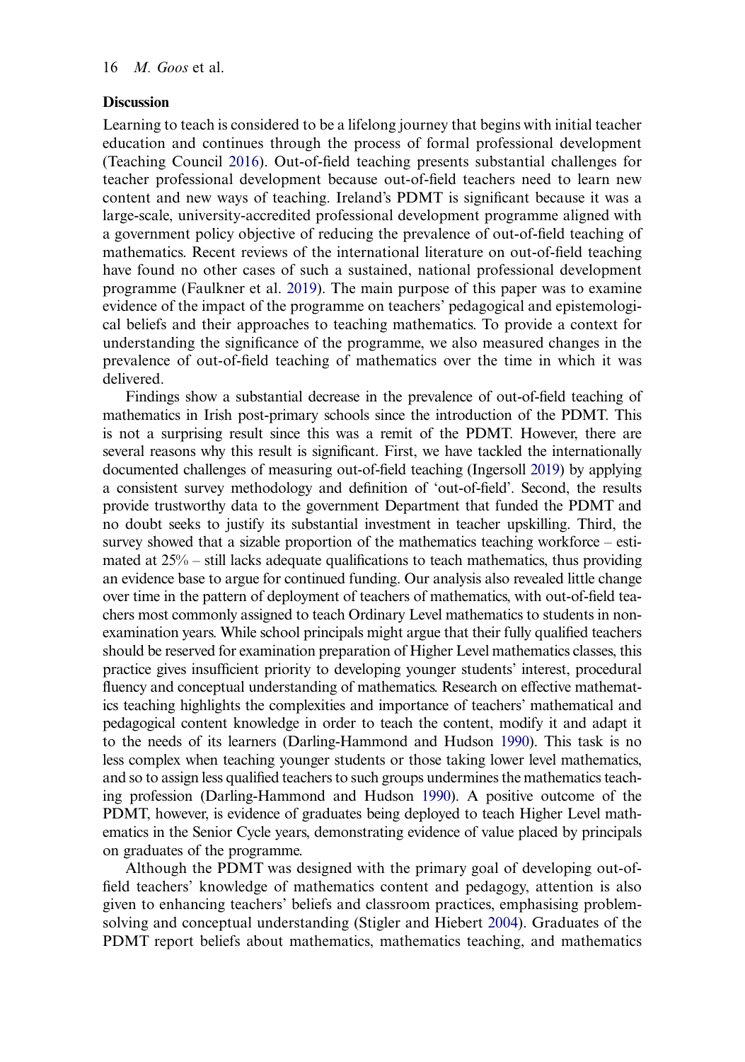## Discussion

Learning to teach is considered to be a lifelong journey that begins with initial teacher education and continues through the process of formal professional development (Teaching Council 2016). Out-of-field teaching presents substantial challenges for teacher professional development because out-of-field teachers need to learn new content and new ways of teaching. Ireland's PDMT is significant because it was a large-scale, university-accredited professional development programme aligned with a government policy objective of reducing the prevalence of out-of-field teaching of mathematics. Recent reviews of the international literature on out-of-field teaching have found no other cases of such a sustained, national professional development programme (Faulkner et al. 2019). The main purpose of this paper was to examine evidence of the impact of the programme on teachers' pedagogical and epistemological beliefs and their approaches to teaching mathematics. To provide a context for understanding the significance of the programme, we also measured changes in the prevalence of out-of-field teaching of mathematics over the time in which it was delivered.

Findings show a substantial decrease in the prevalence of out-of-field teaching of mathematics in Irish post-primary schools since the introduction of the PDMT. This is not a surprising result since this was a remit of the PDMT. However, there are several reasons why this result is significant. First, we have tackled the internationally documented challenges of measuring out-of-field teaching (Ingersoll 2019) by applying a consistent survey methodology and definition of 'out-of-field'. Second, the results provide trustworthy data to the government Department that funded the PDMT and no doubt seeks to justify its substantial investment in teacher upskilling. Third, the survey showed that a sizable proportion of the mathematics teaching workforce – estimated at 25% – still lacks adequate qualifications to teach mathematics, thus providing an evidence base to argue for continued funding. Our analysis also revealed little change over time in the pattern of deployment of teachers of mathematics, with out-of-field teachers most commonly assigned to teach Ordinary Level mathematics to students in non-examination years. While school principals might argue that their fully qualified teachers should be reserved for examination preparation of Higher Level mathematics classes, this practice gives insufficient priority to developing younger students' interest, procedural fluency and conceptual understanding of mathematics. Research on effective mathematics teaching highlights the complexities and importance of teachers' mathematical and pedagogical content knowledge in order to teach the content, modify it and adapt it to the needs of its learners (Darling-Hammond and Hudson 1990). This task is no less complex when teaching younger students or those taking lower level mathematics, and so to assign less qualified teachers to such groups undermines the mathematics teaching profession (Darling-Hammond and Hudson 1990). A positive outcome of the PDMT, however, is evidence of graduates being deployed to teach Higher Level mathematics in the Senior Cycle years, demonstrating evidence of value placed by principals on graduates of the programme.

Although the PDMT was designed with the primary goal of developing out-of-field teachers' knowledge of mathematics content and pedagogy, attention is also given to enhancing teachers' beliefs and classroom practices, emphasising problem-solving and conceptual understanding (Stigler and Hiebert 2004). Graduates of the PDMT report beliefs about mathematics, mathematics teaching, and mathematics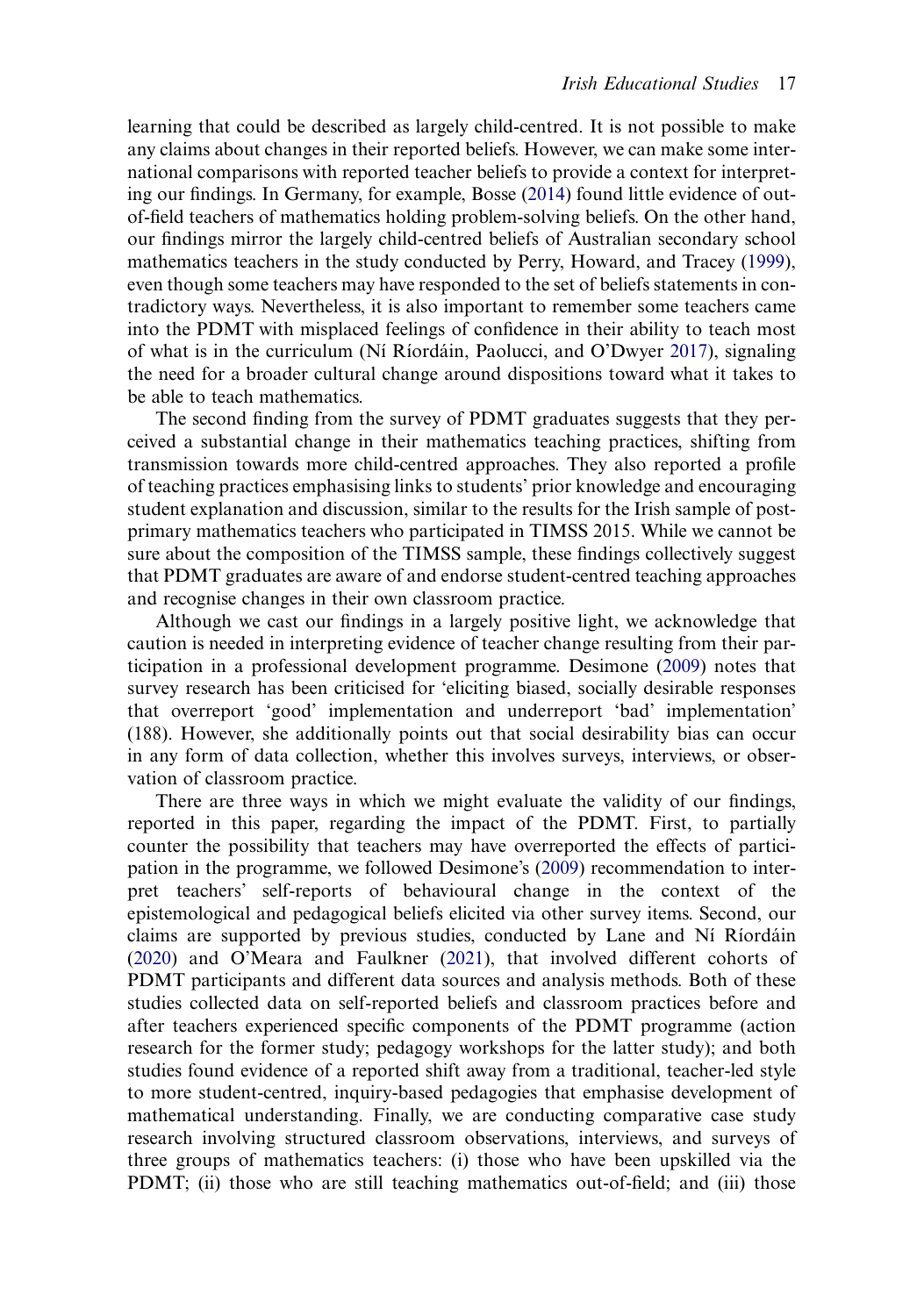learning that could be described as largely child-centred. It is not possible to make any claims about changes in their reported beliefs. However, we can make some international comparisons with reported teacher beliefs to provide a context for interpreting our findings. In Germany, for example, Bosse (2014) found little evidence of out-of-field teachers of mathematics holding problem-solving beliefs. On the other hand, our findings mirror the largely child-centred beliefs of Australian secondary school mathematics teachers in the study conducted by Perry, Howard, and Tracey (1999), even though some teachers may have responded to the set of beliefs statements in contradictory ways. Nevertheless, it is also important to remember some teachers came into the PDMT with misplaced feelings of confidence in their ability to teach most of what is in the curriculum (Ní Ríordáin, Paolucci, and O'Dwyer 2017), signaling the need for a broader cultural change around dispositions toward what it takes to be able to teach mathematics.

The second finding from the survey of PDMT graduates suggests that they perceived a substantial change in their mathematics teaching practices, shifting from transmission towards more child-centred approaches. They also reported a profile of teaching practices emphasising links to students' prior knowledge and encouraging student explanation and discussion, similar to the results for the Irish sample of post-primary mathematics teachers who participated in TIMSS 2015. While we cannot be sure about the composition of the TIMSS sample, these findings collectively suggest that PDMT graduates are aware of and endorse student-centred teaching approaches and recognise changes in their own classroom practice.

Although we cast our findings in a largely positive light, we acknowledge that caution is needed in interpreting evidence of teacher change resulting from their participation in a professional development programme. Desimone (2009) notes that survey research has been criticised for 'eliciting biased, socially desirable responses that overreport 'good' implementation and underreport 'bad' implementation' (188). However, she additionally points out that social desirability bias can occur in any form of data collection, whether this involves surveys, interviews, or observation of classroom practice.

There are three ways in which we might evaluate the validity of our findings, reported in this paper, regarding the impact of the PDMT. First, to partially counter the possibility that teachers may have overreported the effects of participation in the programme, we followed Desimone's (2009) recommendation to interpret teachers' self-reports of behavioural change in the context of the epistemological and pedagogical beliefs elicited via other survey items. Second, our claims are supported by previous studies, conducted by Lane and Ní Ríordáin (2020) and O'Meara and Faulkner (2021), that involved different cohorts of PDMT participants and different data sources and analysis methods. Both of these studies collected data on self-reported beliefs and classroom practices before and after teachers experienced specific components of the PDMT programme (action research for the former study; pedagogy workshops for the latter study); and both studies found evidence of a reported shift away from a traditional, teacher-led style to more student-centred, inquiry-based pedagogies that emphasise development of mathematical understanding. Finally, we are conducting comparative case study research involving structured classroom observations, interviews, and surveys of three groups of mathematics teachers: (i) those who have been upskilled via the PDMT; (ii) those who are still teaching mathematics out-of-field; and (iii) those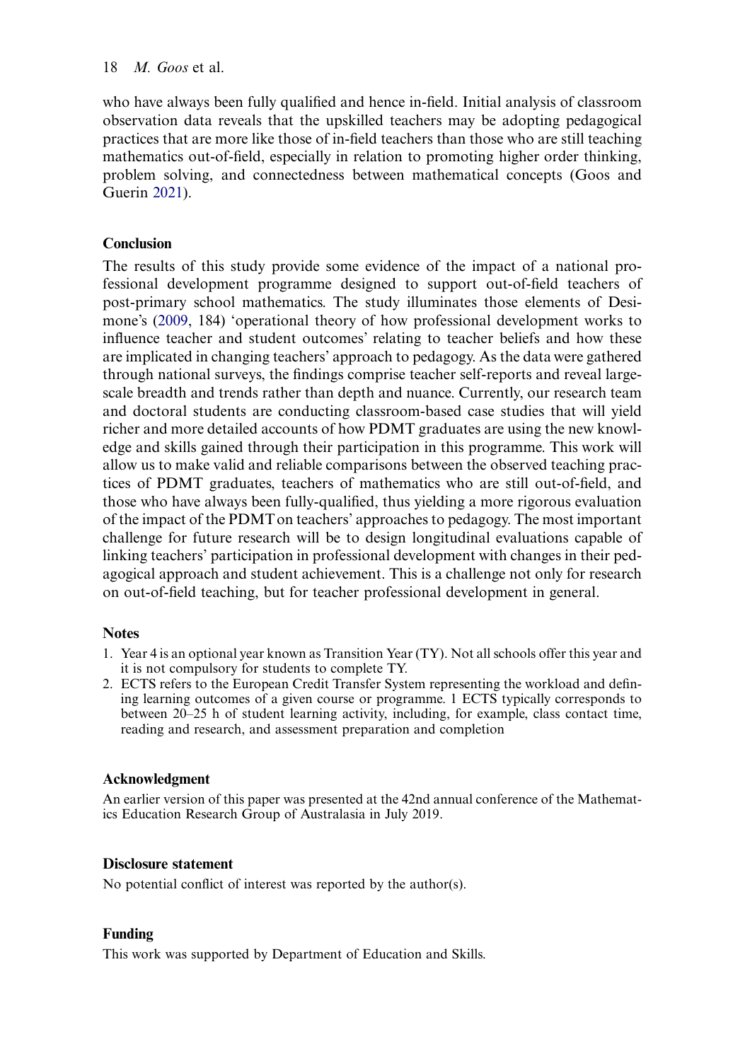who have always been fully qualified and hence in-field. Initial analysis of classroom observation data reveals that the upskilled teachers may be adopting pedagogical practices that are more like those of in-field teachers than those who are still teaching mathematics out-of-field, especially in relation to promoting higher order thinking, problem solving, and connectedness between mathematical concepts (Goos and Guerin 2021).

## Conclusion

The results of this study provide some evidence of the impact of a national professional development programme designed to support out-of-field teachers of post-primary school mathematics. The study illuminates those elements of Desimone's (2009, 184) 'operational theory of how professional development works to influence teacher and student outcomes' relating to teacher beliefs and how these are implicated in changing teachers' approach to pedagogy. As the data were gathered through national surveys, the findings comprise teacher self-reports and reveal large-scale breadth and trends rather than depth and nuance. Currently, our research team and doctoral students are conducting classroom-based case studies that will yield richer and more detailed accounts of how PDMT graduates are using the new knowledge and skills gained through their participation in this programme. This work will allow us to make valid and reliable comparisons between the observed teaching practices of PDMT graduates, teachers of mathematics who are still out-of-field, and those who have always been fully-qualified, thus yielding a more rigorous evaluation of the impact of the PDMT on teachers' approaches to pedagogy. The most important challenge for future research will be to design longitudinal evaluations capable of linking teachers' participation in professional development with changes in their pedagogical approach and student achievement. This is a challenge not only for research on out-of-field teaching, but for teacher professional development in general.

### Notes

1. Year 4 is an optional year known as Transition Year (TY). Not all schools offer this year and it is not compulsory for students to complete TY.
2. ECTS refers to the European Credit Transfer System representing the workload and defining learning outcomes of a given course or programme. 1 ECTS typically corresponds to between 20–25 h of student learning activity, including, for example, class contact time, reading and research, and assessment preparation and completion

### Acknowledgment

An earlier version of this paper was presented at the 42nd annual conference of the Mathematics Education Research Group of Australasia in July 2019.

### Disclosure statement

No potential conflict of interest was reported by the author(s).

### Funding

This work was supported by Department of Education and Skills.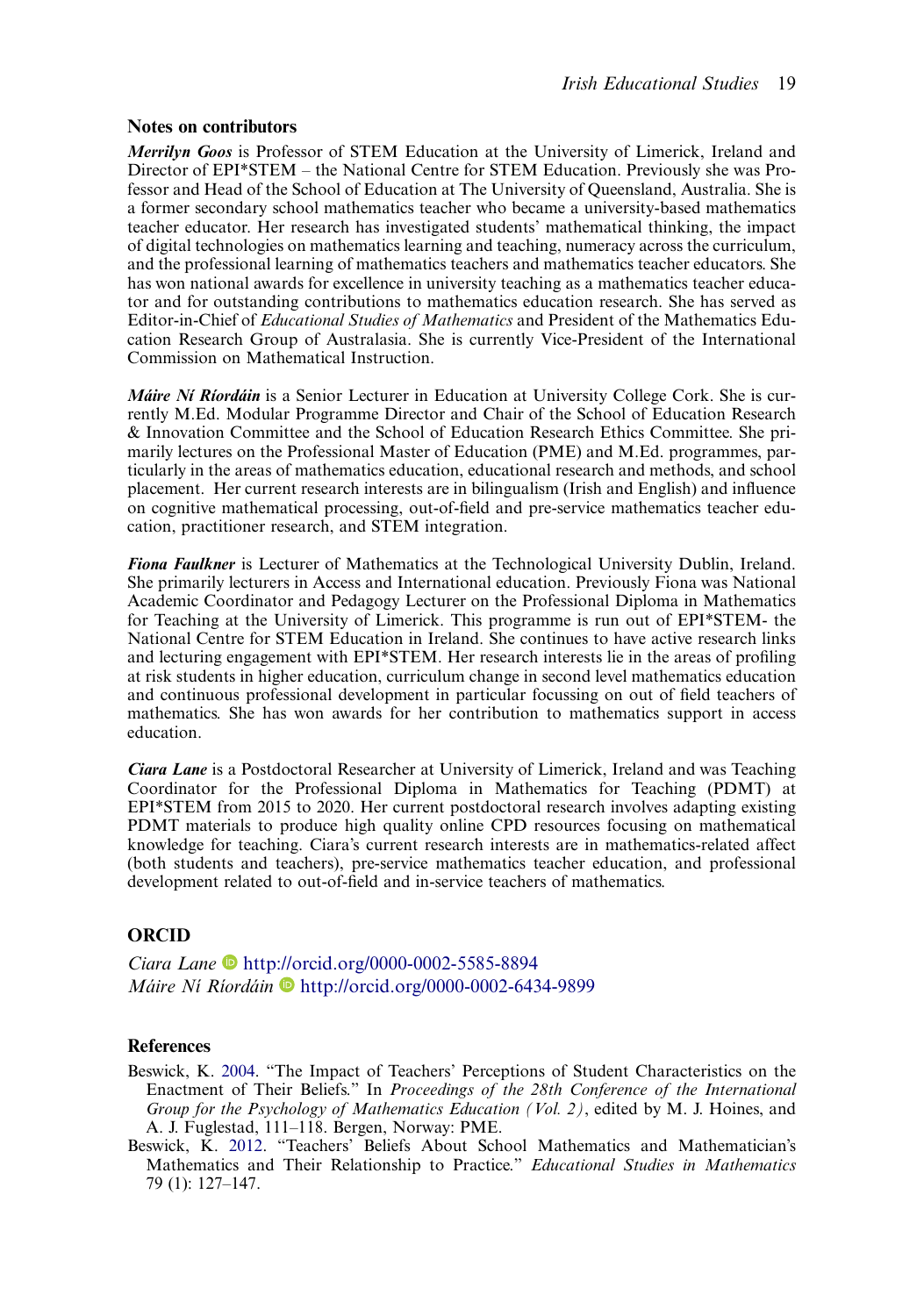## Notes on contributors

***Merrilyn Goos*** is Professor of STEM Education at the University of Limerick, Ireland and Director of EPI*STEM – the National Centre for STEM Education. Previously she was Professor and Head of the School of Education at The University of Queensland, Australia. She is a former secondary school mathematics teacher who became a university-based mathematics teacher educator. Her research has investigated students' mathematical thinking, the impact of digital technologies on mathematics learning and teaching, numeracy across the curriculum, and the professional learning of mathematics teachers and mathematics teacher educators. She has won national awards for excellence in university teaching as a mathematics teacher educator and for outstanding contributions to mathematics education research. She has served as Editor-in-Chief of *Educational Studies of Mathematics* and President of the Mathematics Education Research Group of Australasia. She is currently Vice-President of the International Commission on Mathematical Instruction.

***Máire Ní Ríordáin*** is a Senior Lecturer in Education at University College Cork. She is currently M.Ed. Modular Programme Director and Chair of the School of Education Research & Innovation Committee and the School of Education Research Ethics Committee. She primarily lectures on the Professional Master of Education (PME) and M.Ed. programmes, particularly in the areas of mathematics education, educational research and methods, and school placement. Her current research interests are in bilingualism (Irish and English) and influence on cognitive mathematical processing, out-of-field and pre-service mathematics teacher education, practitioner research, and STEM integration.

***Fiona Faulkner*** is Lecturer of Mathematics at the Technological University Dublin, Ireland. She primarily lecturers in Access and International education. Previously Fiona was National Academic Coordinator and Pedagogy Lecturer on the Professional Diploma in Mathematics for Teaching at the University of Limerick. This programme is run out of EPI*STEM- the National Centre for STEM Education in Ireland. She continues to have active research links and lecturing engagement with EPI*STEM. Her research interests lie in the areas of profiling at risk students in higher education, curriculum change in second level mathematics education and continuous professional development in particular focussing on out of field teachers of mathematics. She has won awards for her contribution to mathematics support in access education.

***Ciara Lane*** is a Postdoctoral Researcher at University of Limerick, Ireland and was Teaching Coordinator for the Professional Diploma in Mathematics for Teaching (PDMT) at EPI*STEM from 2015 to 2020. Her current postdoctoral research involves adapting existing PDMT materials to produce high quality online CPD resources focusing on mathematical knowledge for teaching. Ciara's current research interests are in mathematics-related affect (both students and teachers), pre-service mathematics teacher education, and professional development related to out-of-field and in-service teachers of mathematics.

## ORCID

*Ciara Lane* http://orcid.org/0000-0002-5585-8894
*Máire Ní Ríordáin* http://orcid.org/0000-0002-6434-9899

## References

Beswick, K. 2004. "The Impact of Teachers' Perceptions of Student Characteristics on the Enactment of Their Beliefs." In *Proceedings of the 28th Conference of the International Group for the Psychology of Mathematics Education (Vol. 2)*, edited by M. J. Hoines, and A. J. Fuglestad, 111–118. Bergen, Norway: PME.

Beswick, K. 2012. "Teachers' Beliefs About School Mathematics and Mathematician's Mathematics and Their Relationship to Practice." *Educational Studies in Mathematics* 79 (1): 127–147.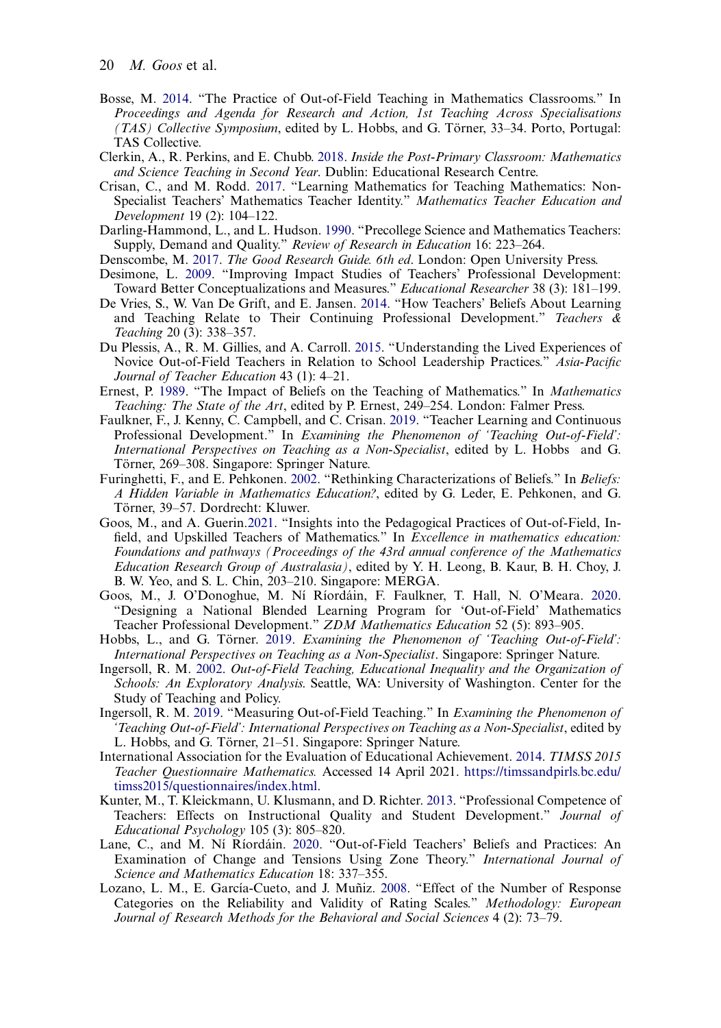Bosse, M. 2014. "The Practice of Out-of-Field Teaching in Mathematics Classrooms." In *Proceedings and Agenda for Research and Action, 1st Teaching Across Specialisations (TAS) Collective Symposium*, edited by L. Hobbs, and G. Törner, 33–34. Porto, Portugal: TAS Collective.

Clerkin, A., R. Perkins, and E. Chubb. 2018. *Inside the Post-Primary Classroom: Mathematics and Science Teaching in Second Year*. Dublin: Educational Research Centre.

Crisan, C., and M. Rodd. 2017. "Learning Mathematics for Teaching Mathematics: Non-Specialist Teachers' Mathematics Teacher Identity." *Mathematics Teacher Education and Development* 19 (2): 104–122.

Darling-Hammond, L., and L. Hudson. 1990. "Precollege Science and Mathematics Teachers: Supply, Demand and Quality." *Review of Research in Education* 16: 223–264.

Denscombe, M. 2017. *The Good Research Guide. 6th ed*. London: Open University Press.

Desimone, L. 2009. "Improving Impact Studies of Teachers' Professional Development: Toward Better Conceptualizations and Measures." *Educational Researcher* 38 (3): 181–199.

De Vries, S., W. Van De Grift, and E. Jansen. 2014. "How Teachers' Beliefs About Learning and Teaching Relate to Their Continuing Professional Development." *Teachers & Teaching* 20 (3): 338–357.

Du Plessis, A., R. M. Gillies, and A. Carroll. 2015. "Understanding the Lived Experiences of Novice Out-of-Field Teachers in Relation to School Leadership Practices." *Asia-Pacific Journal of Teacher Education* 43 (1): 4–21.

Ernest, P. 1989. "The Impact of Beliefs on the Teaching of Mathematics." In *Mathematics Teaching: The State of the Art*, edited by P. Ernest, 249–254. London: Falmer Press.

Faulkner, F., J. Kenny, C. Campbell, and C. Crisan. 2019. "Teacher Learning and Continuous Professional Development." In *Examining the Phenomenon of 'Teaching Out-of-Field': International Perspectives on Teaching as a Non-Specialist*, edited by L. Hobbs and G. Törner, 269–308. Singapore: Springer Nature.

Furinghetti, F., and E. Pehkonen. 2002. "Rethinking Characterizations of Beliefs." In *Beliefs: A Hidden Variable in Mathematics Education?*, edited by G. Leder, E. Pehkonen, and G. Törner, 39–57. Dordrecht: Kluwer.

Goos, M., and A. Guerin.2021. "Insights into the Pedagogical Practices of Out-of-Field, In-field, and Upskilled Teachers of Mathematics." In *Excellence in mathematics education: Foundations and pathways (Proceedings of the 43rd annual conference of the Mathematics Education Research Group of Australasia)*, edited by Y. H. Leong, B. Kaur, B. H. Choy, J. B. W. Yeo, and S. L. Chin, 203–210. Singapore: MERGA.

Goos, M., J. O'Donoghue, M. Ní Ríordáin, F. Faulkner, T. Hall, N. O'Meara. 2020. "Designing a National Blended Learning Program for 'Out-of-Field' Mathematics Teacher Professional Development." *ZDM Mathematics Education* 52 (5): 893–905.

Hobbs, L., and G. Törner. 2019. *Examining the Phenomenon of 'Teaching Out-of-Field': International Perspectives on Teaching as a Non-Specialist*. Singapore: Springer Nature.

Ingersoll, R. M. 2002. *Out-of-Field Teaching, Educational Inequality and the Organization of Schools: An Exploratory Analysis.* Seattle, WA: University of Washington. Center for the Study of Teaching and Policy.

Ingersoll, R. M. 2019. "Measuring Out-of-Field Teaching." In *Examining the Phenomenon of 'Teaching Out-of-Field': International Perspectives on Teaching as a Non-Specialist*, edited by L. Hobbs, and G. Törner, 21–51. Singapore: Springer Nature.

International Association for the Evaluation of Educational Achievement. 2014. *TIMSS 2015 Teacher Questionnaire Mathematics.* Accessed 14 April 2021. https://timssandpirls.bc.edu/timss2015/questionnaires/index.html.

Kunter, M., T. Kleickmann, U. Klusmann, and D. Richter. 2013. "Professional Competence of Teachers: Effects on Instructional Quality and Student Development." *Journal of Educational Psychology* 105 (3): 805–820.

Lane, C., and M. Ní Ríordáin. 2020. "Out-of-Field Teachers' Beliefs and Practices: An Examination of Change and Tensions Using Zone Theory." *International Journal of Science and Mathematics Education* 18: 337–355.

Lozano, L. M., E. García-Cueto, and J. Muñiz. 2008. "Effect of the Number of Response Categories on the Reliability and Validity of Rating Scales." *Methodology: European Journal of Research Methods for the Behavioral and Social Sciences* 4 (2): 73–79.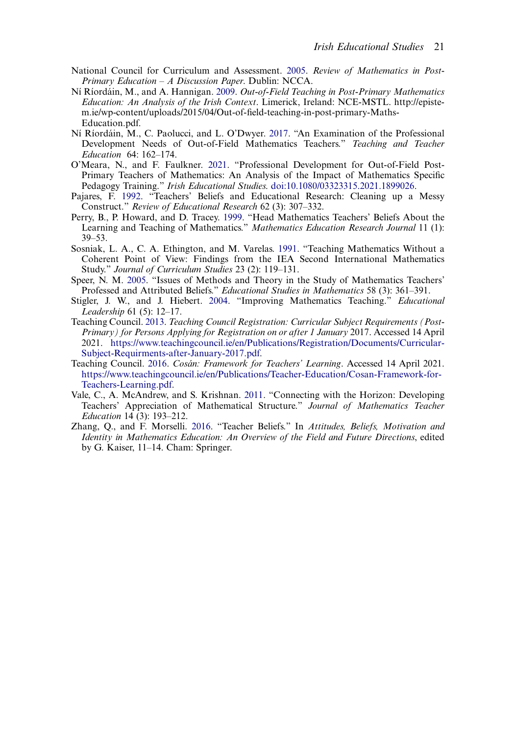National Council for Curriculum and Assessment. 2005. *Review of Mathematics in Post-Primary Education – A Discussion Paper*. Dublin: NCCA.

Ní Ríordáin, M., and A. Hannigan. 2009. *Out-of-Field Teaching in Post-Primary Mathematics Education: An Analysis of the Irish Context*. Limerick, Ireland: NCE-MSTL. http://epistem.ie/wp-content/uploads/2015/04/Out-of-field-teaching-in-post-primary-Maths-Education.pdf.

Ní Ríordáin, M., C. Paolucci, and L. O'Dwyer. 2017. "An Examination of the Professional Development Needs of Out-of-Field Mathematics Teachers." *Teaching and Teacher Education* 64: 162–174.

O'Meara, N., and F. Faulkner. 2021. "Professional Development for Out-of-Field Post-Primary Teachers of Mathematics: An Analysis of the Impact of Mathematics Specific Pedagogy Training." *Irish Educational Studies*. doi:10.1080/03323315.2021.1899026.

Pajares, F. 1992. "Teachers' Beliefs and Educational Research: Cleaning up a Messy Construct." *Review of Educational Research* 62 (3): 307–332.

Perry, B., P. Howard, and D. Tracey. 1999. "Head Mathematics Teachers' Beliefs About the Learning and Teaching of Mathematics." *Mathematics Education Research Journal* 11 (1): 39–53.

Sosniak, L. A., C. A. Ethington, and M. Varelas. 1991. "Teaching Mathematics Without a Coherent Point of View: Findings from the IEA Second International Mathematics Study." *Journal of Curriculum Studies* 23 (2): 119–131.

Speer, N. M. 2005. "Issues of Methods and Theory in the Study of Mathematics Teachers' Professed and Attributed Beliefs." *Educational Studies in Mathematics* 58 (3): 361–391.

Stigler, J. W., and J. Hiebert. 2004. "Improving Mathematics Teaching." *Educational Leadership* 61 (5): 12–17.

Teaching Council. 2013. *Teaching Council Registration: Curricular Subject Requirements (Post-Primary) for Persons Applying for Registration on or after 1 January* 2017. Accessed 14 April 2021. https://www.teachingcouncil.ie/en/Publications/Registration/Documents/Curricular-Subject-Requirments-after-January-2017.pdf.

Teaching Council. 2016. *Cosán: Framework for Teachers' Learning*. Accessed 14 April 2021. https://www.teachingcouncil.ie/en/Publications/Teacher-Education/Cosan-Framework-for-Teachers-Learning.pdf.

Vale, C., A. McAndrew, and S. Krishnan. 2011. "Connecting with the Horizon: Developing Teachers' Appreciation of Mathematical Structure." *Journal of Mathematics Teacher Education* 14 (3): 193–212.

Zhang, Q., and F. Morselli. 2016. "Teacher Beliefs." In *Attitudes, Beliefs, Motivation and Identity in Mathematics Education: An Overview of the Field and Future Directions*, edited by G. Kaiser, 11–14. Cham: Springer.